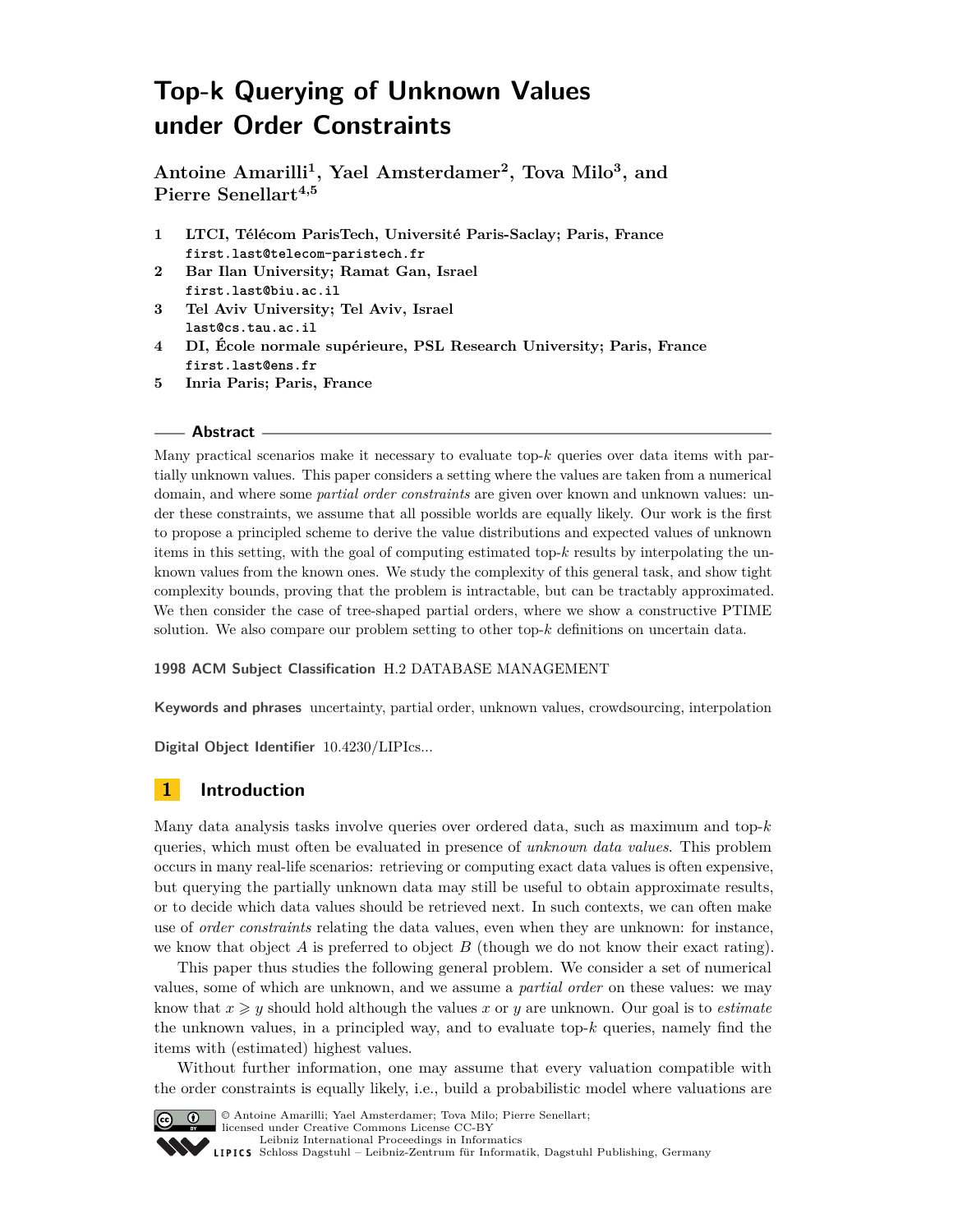# Top-k Querying of Unknown Values under Order Constraints

**Antoine Amarilli[1], Yael Amsterdamer[2], Tova Milo[3], and Pierre Senellart[4,5]**

1. **LTCI, Télécom ParisTech, Université Paris-Saclay; Paris, France**
   `first.last@telecom-paristech.fr`
2. **Bar Ilan University; Ramat Gan, Israel**
   `first.last@biu.ac.il`
3. **Tel Aviv University; Tel Aviv, Israel**
   `last@cs.tau.ac.il`
4. **DI, École normale supérieure, PSL Research University; Paris, France**
   `first.last@ens.fr`
5. **Inria Paris; Paris, France**

## Abstract

Many practical scenarios make it necessary to evaluate top-$k$ queries over data items with partially unknown values. This paper considers a setting where the values are taken from a numerical domain, and where some *partial order constraints* are given over known and unknown values: under these constraints, we assume that all possible worlds are equally likely. Our work is the first to propose a principled scheme to derive the value distributions and expected values of unknown items in this setting, with the goal of computing estimated top-$k$ results by interpolating the unknown values from the known ones. We study the complexity of this general task, and show tight complexity bounds, proving that the problem is intractable, but can be tractably approximated. We then consider the case of tree-shaped partial orders, where we show a constructive PTIME solution. We also compare our problem setting to other top-$k$ definitions on uncertain data.

**1998 ACM Subject Classification** H.2 DATABASE MANAGEMENT

**Keywords and phrases** uncertainty, partial order, unknown values, crowdsourcing, interpolation

**Digital Object Identifier** 10.4230/LIPIcs...

## 1 Introduction

Many data analysis tasks involve queries over ordered data, such as maximum and top-$k$ queries, which must often be evaluated in presence of *unknown data values*. This problem occurs in many real-life scenarios: retrieving or computing exact data values is often expensive, but querying the partially unknown data may still be useful to obtain approximate results, or to decide which data values should be retrieved next. In such contexts, we can often make use of *order constraints* relating the data values, even when they are unknown: for instance, we know that object $A$ is preferred to object $B$ (though we do not know their exact rating).

This paper thus studies the following general problem. We consider a set of numerical values, some of which are unknown, and we assume a *partial order* on these values: we may know that $x \geqslant y$ should hold although the values $x$ or $y$ are unknown. Our goal is to *estimate* the unknown values, in a principled way, and to evaluate top-$k$ queries, namely find the items with (estimated) highest values.

Without further information, one may assume that every valuation compatible with the order constraints is equally likely, i.e., build a probabilistic model where valuations are

© Antoine Amarilli; Yael Amsterdamer; Tova Milo; Pierre Senellart; licensed under Creative Commons License CC-BY
Leibniz International Proceedings in Informatics
Schloss Dagstuhl – Leibniz-Zentrum für Informatik, Dagstuhl Publishing, Germany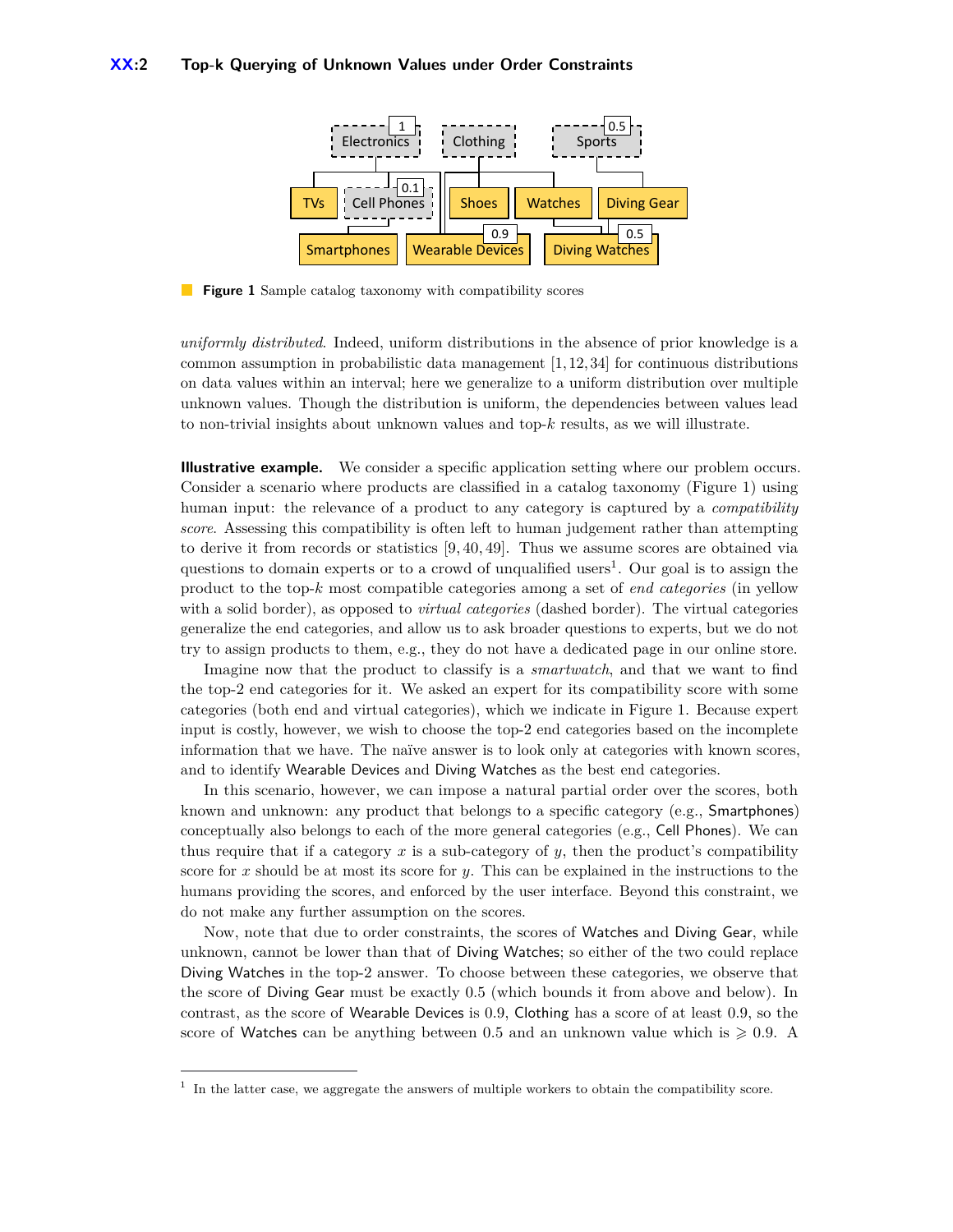**Figure 1** Sample catalog taxonomy with compatibility scores

*uniformly distributed*. Indeed, uniform distributions in the absence of prior knowledge is a common assumption in probabilistic data management [1, 12, 34] for continuous distributions on data values within an interval; here we generalize to a uniform distribution over multiple unknown values. Though the distribution is uniform, the dependencies between values lead to non-trivial insights about unknown values and top-$k$ results, as we will illustrate.

**Illustrative example.** We consider a specific application setting where our problem occurs. Consider a scenario where products are classified in a catalog taxonomy (Figure 1) using human input: the relevance of a product to any category is captured by a *compatibility score*. Assessing this compatibility is often left to human judgement rather than attempting to derive it from records or statistics [9, 40, 49]. Thus we assume scores are obtained via questions to domain experts or to a crowd of unqualified users[1]. Our goal is to assign the product to the top-$k$ most compatible categories among a set of *end categories* (in yellow with a solid border), as opposed to *virtual categories* (dashed border). The virtual categories generalize the end categories, and allow us to ask broader questions to experts, but we do not try to assign products to them, e.g., they do not have a dedicated page in our online store.

Imagine now that the product to classify is a *smartwatch*, and that we want to find the top-2 end categories for it. We asked an expert for its compatibility score with some categories (both end and virtual categories), which we indicate in Figure 1. Because expert input is costly, however, we wish to choose the top-2 end categories based on the incomplete information that we have. The naïve answer is to look only at categories with known scores, and to identify Wearable Devices and Diving Watches as the best end categories.

In this scenario, however, we can impose a natural partial order over the scores, both known and unknown: any product that belongs to a specific category (e.g., Smartphones) conceptually also belongs to each of the more general categories (e.g., Cell Phones). We can thus require that if a category $x$ is a sub-category of $y$, then the product's compatibility score for $x$ should be at most its score for $y$. This can be explained in the instructions to the humans providing the scores, and enforced by the user interface. Beyond this constraint, we do not make any further assumption on the scores.

Now, note that due to order constraints, the scores of Watches and Diving Gear, while unknown, cannot be lower than that of Diving Watches; so either of the two could replace Diving Watches in the top-2 answer. To choose between these categories, we observe that the score of Diving Gear must be exactly 0.5 (which bounds it from above and below). In contrast, as the score of Wearable Devices is 0.9, Clothing has a score of at least 0.9, so the score of Watches can be anything between 0.5 and an unknown value which is $\geqslant 0.9$. A

[1] In the latter case, we aggregate the answers of multiple workers to obtain the compatibility score.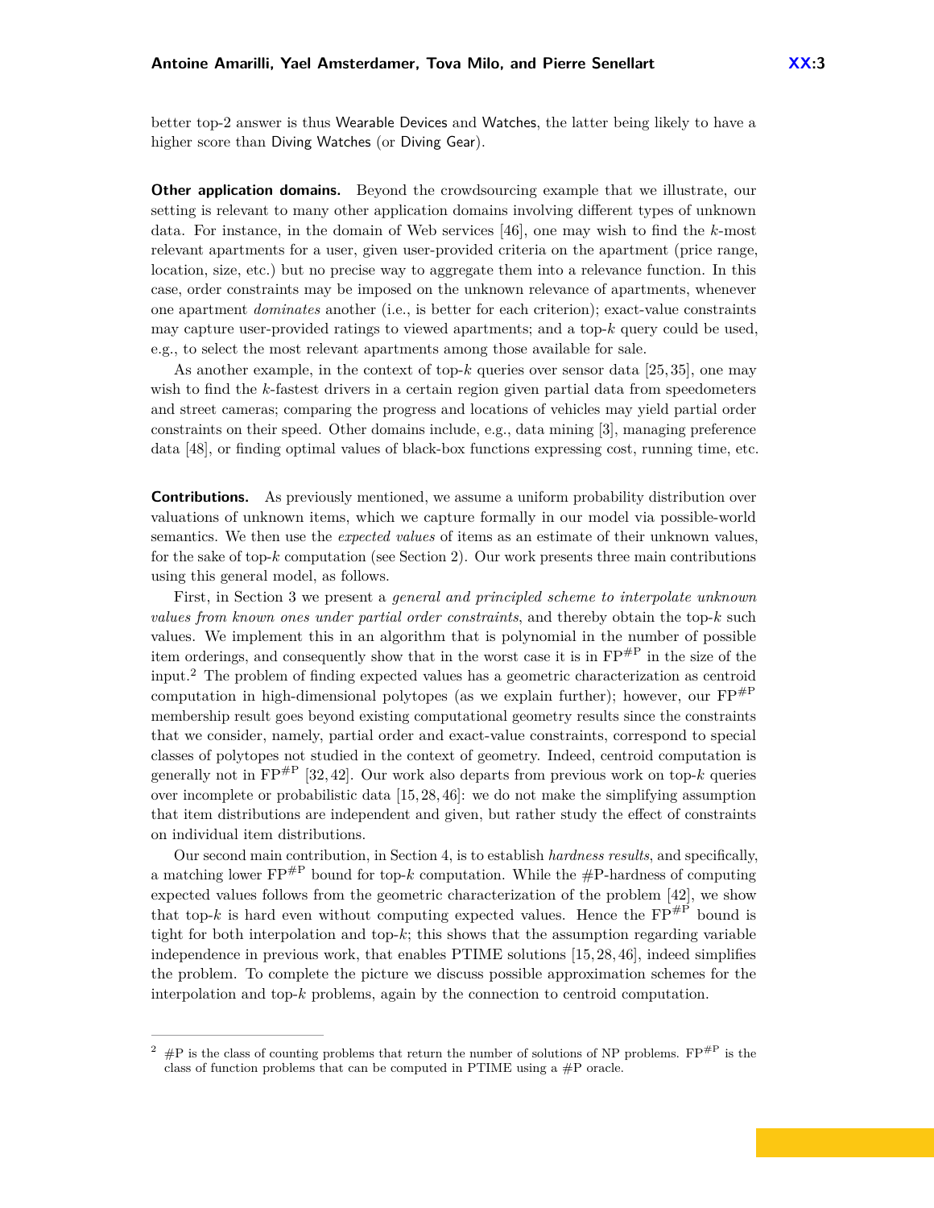better top-2 answer is thus Wearable Devices and Watches, the latter being likely to have a higher score than Diving Watches (or Diving Gear).

**Other application domains.** Beyond the crowdsourcing example that we illustrate, our setting is relevant to many other application domains involving different types of unknown data. For instance, in the domain of Web services [46], one may wish to find the $k$-most relevant apartments for a user, given user-provided criteria on the apartment (price range, location, size, etc.) but no precise way to aggregate them into a relevance function. In this case, order constraints may be imposed on the unknown relevance of apartments, whenever one apartment *dominates* another (i.e., is better for each criterion); exact-value constraints may capture user-provided ratings to viewed apartments; and a top-$k$ query could be used, e.g., to select the most relevant apartments among those available for sale.

As another example, in the context of top-$k$ queries over sensor data [25, 35], one may wish to find the $k$-fastest drivers in a certain region given partial data from speedometers and street cameras; comparing the progress and locations of vehicles may yield partial order constraints on their speed. Other domains include, e.g., data mining [3], managing preference data [48], or finding optimal values of black-box functions expressing cost, running time, etc.

**Contributions.** As previously mentioned, we assume a uniform probability distribution over valuations of unknown items, which we capture formally in our model via possible-world semantics. We then use the *expected values* of items as an estimate of their unknown values, for the sake of top-$k$ computation (see Section 2). Our work presents three main contributions using this general model, as follows.

First, in Section 3 we present a *general and principled scheme to interpolate unknown values from known ones under partial order constraints*, and thereby obtain the top-$k$ such values. We implement this in an algorithm that is polynomial in the number of possible item orderings, and consequently show that in the worst case it is in $\mathrm{FP}^{\#\mathrm{P}}$ in the size of the input.[2] The problem of finding expected values has a geometric characterization as centroid computation in high-dimensional polytopes (as we explain further); however, our $\mathrm{FP}^{\#\mathrm{P}}$ membership result goes beyond existing computational geometry results since the constraints that we consider, namely, partial order and exact-value constraints, correspond to special classes of polytopes not studied in the context of geometry. Indeed, centroid computation is generally not in $\mathrm{FP}^{\#\mathrm{P}}$ [32, 42]. Our work also departs from previous work on top-$k$ queries over incomplete or probabilistic data [15, 28, 46]: we do not make the simplifying assumption that item distributions are independent and given, but rather study the effect of constraints on individual item distributions.

Our second main contribution, in Section 4, is to establish *hardness results*, and specifically, a matching lower $\mathrm{FP}^{\#\mathrm{P}}$ bound for top-$k$ computation. While the #P-hardness of computing expected values follows from the geometric characterization of the problem [42], we show that top-$k$ is hard even without computing expected values. Hence the $\mathrm{FP}^{\#\mathrm{P}}$ bound is tight for both interpolation and top-$k$; this shows that the assumption regarding variable independence in previous work, that enables PTIME solutions [15, 28, 46], indeed simplifies the problem. To complete the picture we discuss possible approximation schemes for the interpolation and top-$k$ problems, again by the connection to centroid computation.

[2] #P is the class of counting problems that return the number of solutions of NP problems. $\mathrm{FP}^{\#\mathrm{P}}$ is the class of function problems that can be computed in PTIME using a #P oracle.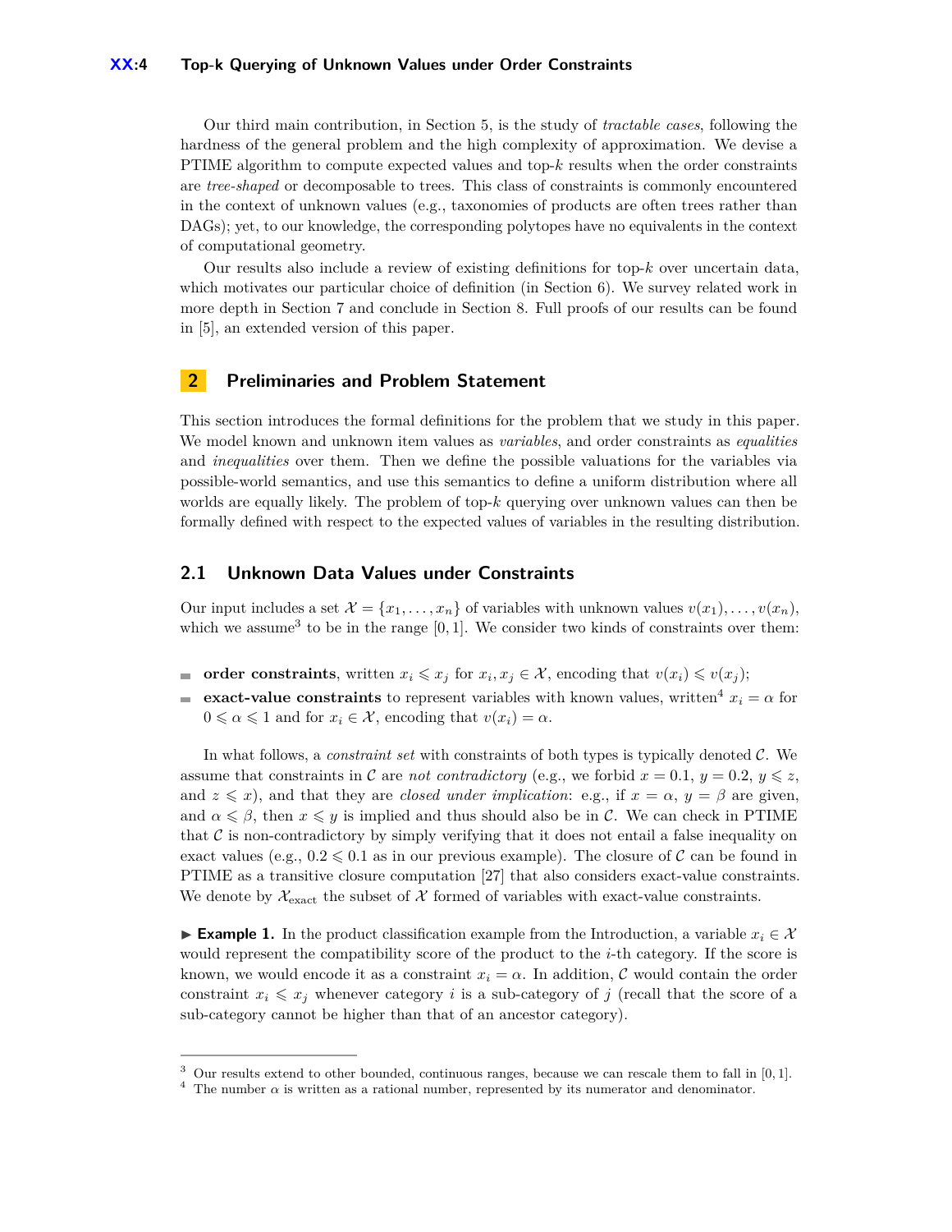Our third main contribution, in Section 5, is the study of *tractable cases*, following the hardness of the general problem and the high complexity of approximation. We devise a PTIME algorithm to compute expected values and top-$k$ results when the order constraints are *tree-shaped* or decomposable to trees. This class of constraints is commonly encountered in the context of unknown values (e.g., taxonomies of products are often trees rather than DAGs); yet, to our knowledge, the corresponding polytopes have no equivalents in the context of computational geometry.

Our results also include a review of existing definitions for top-$k$ over uncertain data, which motivates our particular choice of definition (in Section 6). We survey related work in more depth in Section 7 and conclude in Section 8. Full proofs of our results can be found in [5], an extended version of this paper.

## 2 Preliminaries and Problem Statement

This section introduces the formal definitions for the problem that we study in this paper. We model known and unknown item values as *variables*, and order constraints as *equalities* and *inequalities* over them. Then we define the possible valuations for the variables via possible-world semantics, and use this semantics to define a uniform distribution where all worlds are equally likely. The problem of top-$k$ querying over unknown values can then be formally defined with respect to the expected values of variables in the resulting distribution.

### 2.1 Unknown Data Values under Constraints

Our input includes a set $\mathcal{X} = \{x_1, \ldots, x_n\}$ of variables with unknown values $v(x_1), \ldots, v(x_n)$, which we assume[3] to be in the range $[0, 1]$. We consider two kinds of constraints over them:

- **order constraints**, written $x_i \leqslant x_j$ for $x_i, x_j \in \mathcal{X}$, encoding that $v(x_i) \leqslant v(x_j)$;
- **exact-value constraints** to represent variables with known values, written[4] $x_i = \alpha$ for $0 \leqslant \alpha \leqslant 1$ and for $x_i \in \mathcal{X}$, encoding that $v(x_i) = \alpha$.

In what follows, a *constraint set* with constraints of both types is typically denoted $\mathcal{C}$. We assume that constraints in $\mathcal{C}$ are *not contradictory* (e.g., we forbid $x = 0.1$, $y = 0.2$, $y \leqslant z$, and $z \leqslant x$), and that they are *closed under implication*: e.g., if $x = \alpha$, $y = \beta$ are given, and $\alpha \leqslant \beta$, then $x \leqslant y$ is implied and thus should also be in $\mathcal{C}$. We can check in PTIME that $\mathcal{C}$ is non-contradictory by simply verifying that it does not entail a false inequality on exact values (e.g., $0.2 \leqslant 0.1$ as in our previous example). The closure of $\mathcal{C}$ can be found in PTIME as a transitive closure computation [27] that also considers exact-value constraints. We denote by $\mathcal{X}_{\text{exact}}$ the subset of $\mathcal{X}$ formed of variables with exact-value constraints.

▶ **Example 1.** In the product classification example from the Introduction, a variable $x_i \in \mathcal{X}$ would represent the compatibility score of the product to the $i$-th category. If the score is known, we would encode it as a constraint $x_i = \alpha$. In addition, $\mathcal{C}$ would contain the order constraint $x_i \leqslant x_j$ whenever category $i$ is a sub-category of $j$ (recall that the score of a sub-category cannot be higher than that of an ancestor category).

---

[3] Our results extend to other bounded, continuous ranges, because we can rescale them to fall in $[0, 1]$.

[4] The number $\alpha$ is written as a rational number, represented by its numerator and denominator.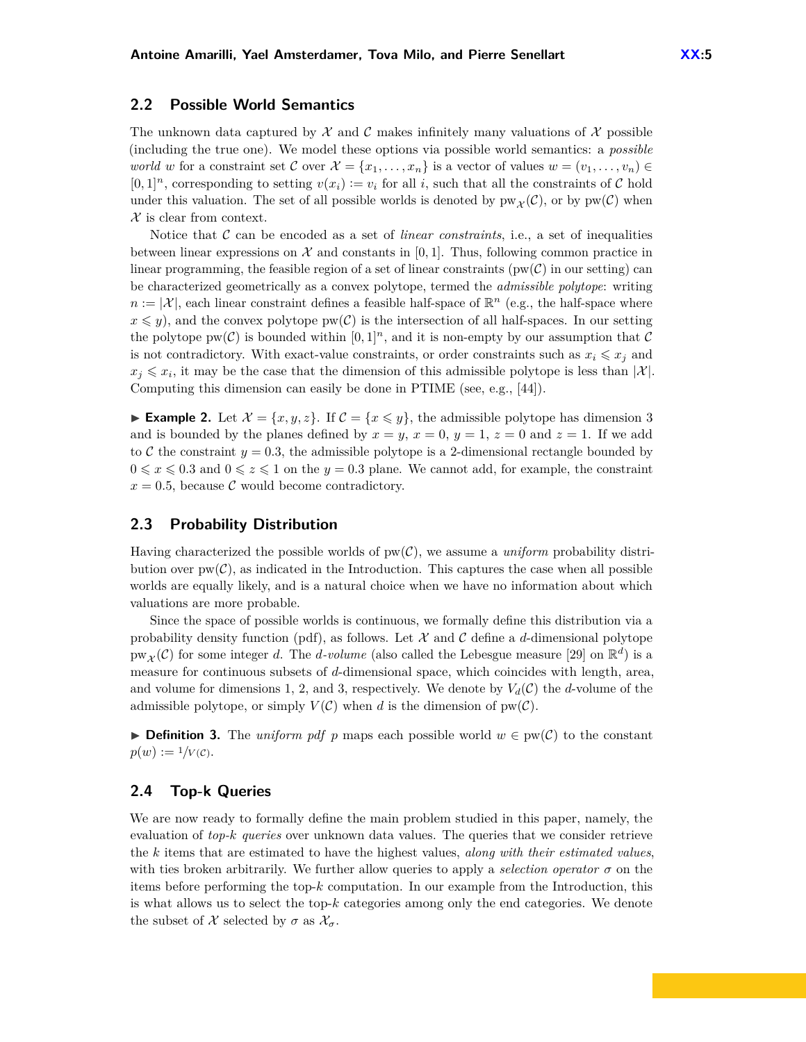## 2.2 Possible World Semantics

The unknown data captured by $\mathcal{X}$ and $\mathcal{C}$ makes infinitely many valuations of $\mathcal{X}$ possible (including the true one). We model these options via possible world semantics: a *possible world* $w$ for a constraint set $\mathcal{C}$ over $\mathcal{X} = \{x_1, \ldots, x_n\}$ is a vector of values $w = (v_1, \ldots, v_n) \in [0,1]^n$, corresponding to setting $v(x_i) := v_i$ for all $i$, such that all the constraints of $\mathcal{C}$ hold under this valuation. The set of all possible worlds is denoted by $\mathrm{pw}_{\mathcal{X}}(\mathcal{C})$, or by $\mathrm{pw}(\mathcal{C})$ when $\mathcal{X}$ is clear from context.

Notice that $\mathcal{C}$ can be encoded as a set of *linear constraints*, i.e., a set of inequalities between linear expressions on $\mathcal{X}$ and constants in $[0,1]$. Thus, following common practice in linear programming, the feasible region of a set of linear constraints ($\mathrm{pw}(\mathcal{C})$ in our setting) can be characterized geometrically as a convex polytope, termed the *admissible polytope*: writing $n := |\mathcal{X}|$, each linear constraint defines a feasible half-space of $\mathbb{R}^n$ (e.g., the half-space where $x \leqslant y$), and the convex polytope $\mathrm{pw}(\mathcal{C})$ is the intersection of all half-spaces. In our setting the polytope $\mathrm{pw}(\mathcal{C})$ is bounded within $[0,1]^n$, and it is non-empty by our assumption that $\mathcal{C}$ is not contradictory. With exact-value constraints, or order constraints such as $x_i \leqslant x_j$ and $x_j \leqslant x_i$, it may be the case that the dimension of this admissible polytope is less than $|\mathcal{X}|$. Computing this dimension can easily be done in PTIME (see, e.g., [44]).

▶ **Example 2.** Let $\mathcal{X} = \{x, y, z\}$. If $\mathcal{C} = \{x \leqslant y\}$, the admissible polytope has dimension 3 and is bounded by the planes defined by $x = y$, $x = 0$, $y = 1$, $z = 0$ and $z = 1$. If we add to $\mathcal{C}$ the constraint $y = 0.3$, the admissible polytope is a 2-dimensional rectangle bounded by $0 \leqslant x \leqslant 0.3$ and $0 \leqslant z \leqslant 1$ on the $y = 0.3$ plane. We cannot add, for example, the constraint $x = 0.5$, because $\mathcal{C}$ would become contradictory.

## 2.3 Probability Distribution

Having characterized the possible worlds of $\mathrm{pw}(\mathcal{C})$, we assume a *uniform* probability distribution over $\mathrm{pw}(\mathcal{C})$, as indicated in the Introduction. This captures the case when all possible worlds are equally likely, and is a natural choice when we have no information about which valuations are more probable.

Since the space of possible worlds is continuous, we formally define this distribution via a probability density function (pdf), as follows. Let $\mathcal{X}$ and $\mathcal{C}$ define a $d$-dimensional polytope $\mathrm{pw}_{\mathcal{X}}(\mathcal{C})$ for some integer $d$. The *$d$-volume* (also called the Lebesgue measure [29] on $\mathbb{R}^d$) is a measure for continuous subsets of $d$-dimensional space, which coincides with length, area, and volume for dimensions 1, 2, and 3, respectively. We denote by $V_d(\mathcal{C})$ the $d$-volume of the admissible polytope, or simply $V(\mathcal{C})$ when $d$ is the dimension of $\mathrm{pw}(\mathcal{C})$.

▶ **Definition 3.** The *uniform pdf* $p$ maps each possible world $w \in \mathrm{pw}(\mathcal{C})$ to the constant $p(w) := 1/V(\mathcal{C})$.

## 2.4 Top-k Queries

We are now ready to formally define the main problem studied in this paper, namely, the evaluation of *top-k queries* over unknown data values. The queries that we consider retrieve the $k$ items that are estimated to have the highest values, *along with their estimated values*, with ties broken arbitrarily. We further allow queries to apply a *selection operator* $\sigma$ on the items before performing the top-$k$ computation. In our example from the Introduction, this is what allows us to select the top-$k$ categories among only the end categories. We denote the subset of $\mathcal{X}$ selected by $\sigma$ as $\mathcal{X}_\sigma$.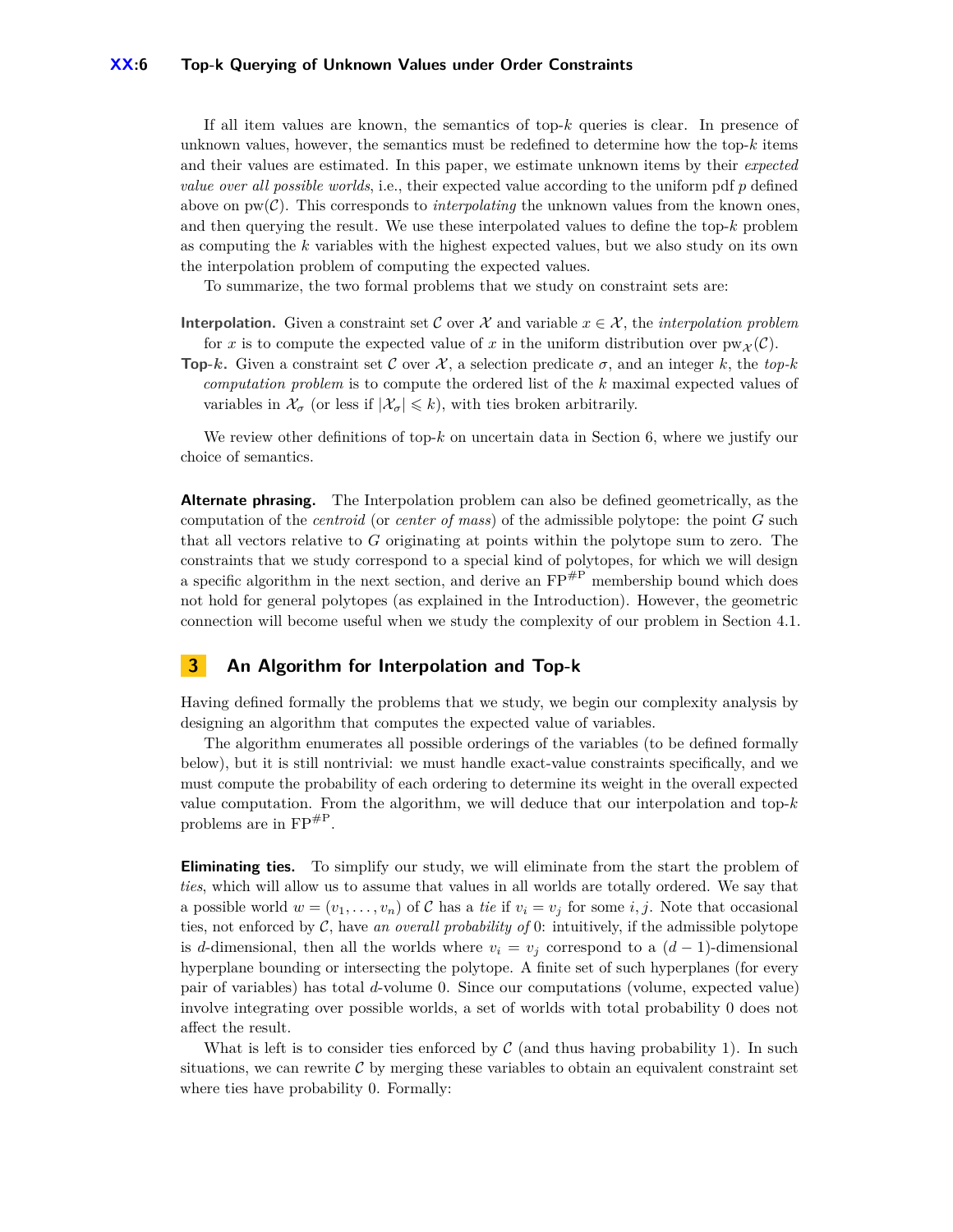If all item values are known, the semantics of top-$k$ queries is clear. In presence of unknown values, however, the semantics must be redefined to determine how the top-$k$ items and their values are estimated. In this paper, we estimate unknown items by their *expected value over all possible worlds*, i.e., their expected value according to the uniform pdf $p$ defined above on $\mathrm{pw}(\mathcal{C})$. This corresponds to *interpolating* the unknown values from the known ones, and then querying the result. We use these interpolated values to define the top-$k$ problem as computing the $k$ variables with the highest expected values, but we also study on its own the interpolation problem of computing the expected values.

To summarize, the two formal problems that we study on constraint sets are:

**Interpolation.** Given a constraint set $\mathcal{C}$ over $\mathcal{X}$ and variable $x \in \mathcal{X}$, the *interpolation problem* for $x$ is to compute the expected value of $x$ in the uniform distribution over $\mathrm{pw}_{\mathcal{X}}(\mathcal{C})$.

**Top-$k$.** Given a constraint set $\mathcal{C}$ over $\mathcal{X}$, a selection predicate $\sigma$, and an integer $k$, the *top-$k$ computation problem* is to compute the ordered list of the $k$ maximal expected values of variables in $\mathcal{X}_\sigma$ (or less if $|\mathcal{X}_\sigma| \leqslant k$), with ties broken arbitrarily.

We review other definitions of top-$k$ on uncertain data in Section 6, where we justify our choice of semantics.

**Alternate phrasing.** The Interpolation problem can also be defined geometrically, as the computation of the *centroid* (or *center of mass*) of the admissible polytope: the point $G$ such that all vectors relative to $G$ originating at points within the polytope sum to zero. The constraints that we study correspond to a special kind of polytopes, for which we will design a specific algorithm in the next section, and derive an $\mathrm{FP}^{\#\mathrm{P}}$ membership bound which does not hold for general polytopes (as explained in the Introduction). However, the geometric connection will become useful when we study the complexity of our problem in Section 4.1.

## 3 An Algorithm for Interpolation and Top-k

Having defined formally the problems that we study, we begin our complexity analysis by designing an algorithm that computes the expected value of variables.

The algorithm enumerates all possible orderings of the variables (to be defined formally below), but it is still nontrivial: we must handle exact-value constraints specifically, and we must compute the probability of each ordering to determine its weight in the overall expected value computation. From the algorithm, we will deduce that our interpolation and top-$k$ problems are in $\mathrm{FP}^{\#\mathrm{P}}$.

**Eliminating ties.** To simplify our study, we will eliminate from the start the problem of *ties*, which will allow us to assume that values in all worlds are totally ordered. We say that a possible world $w = (v_1, \ldots, v_n)$ of $\mathcal{C}$ has a *tie* if $v_i = v_j$ for some $i, j$. Note that occasional ties, not enforced by $\mathcal{C}$, have *an overall probability of* 0: intuitively, if the admissible polytope is $d$-dimensional, then all the worlds where $v_i = v_j$ correspond to a $(d-1)$-dimensional hyperplane bounding or intersecting the polytope. A finite set of such hyperplanes (for every pair of variables) has total $d$-volume 0. Since our computations (volume, expected value) involve integrating over possible worlds, a set of worlds with total probability 0 does not affect the result.

What is left is to consider ties enforced by $\mathcal{C}$ (and thus having probability 1). In such situations, we can rewrite $\mathcal{C}$ by merging these variables to obtain an equivalent constraint set where ties have probability 0. Formally: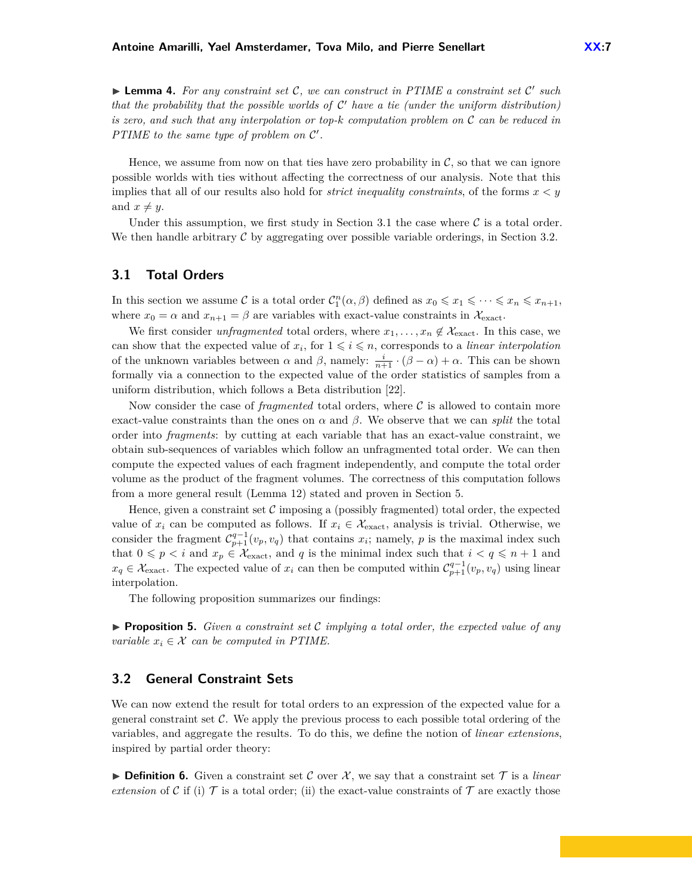▶ **Lemma 4.** *For any constraint set $\mathcal{C}$, we can construct in PTIME a constraint set $\mathcal{C}'$ such that the probability that the possible worlds of $\mathcal{C}'$ have a tie (under the uniform distribution) is zero, and such that any interpolation or top-k computation problem on $\mathcal{C}$ can be reduced in PTIME to the same type of problem on $\mathcal{C}'$.*

Hence, we assume from now on that ties have zero probability in $\mathcal{C}$, so that we can ignore possible worlds with ties without affecting the correctness of our analysis. Note that this implies that all of our results also hold for *strict inequality constraints*, of the forms $x < y$ and $x \neq y$.

Under this assumption, we first study in Section 3.1 the case where $\mathcal{C}$ is a total order. We then handle arbitrary $\mathcal{C}$ by aggregating over possible variable orderings, in Section 3.2.

## 3.1 Total Orders

In this section we assume $\mathcal{C}$ is a total order $\mathcal{C}_1^n(\alpha, \beta)$ defined as $x_0 \leqslant x_1 \leqslant \cdots \leqslant x_n \leqslant x_{n+1}$, where $x_0 = \alpha$ and $x_{n+1} = \beta$ are variables with exact-value constraints in $\mathcal{X}_{\text{exact}}$.

We first consider *unfragmented* total orders, where $x_1, \ldots, x_n \notin \mathcal{X}_{\text{exact}}$. In this case, we can show that the expected value of $x_i$, for $1 \leqslant i \leqslant n$, corresponds to a *linear interpolation* of the unknown variables between $\alpha$ and $\beta$, namely: $\frac{i}{n+1} \cdot (\beta - \alpha) + \alpha$. This can be shown formally via a connection to the expected value of the order statistics of samples from a uniform distribution, which follows a Beta distribution [22].

Now consider the case of *fragmented* total orders, where $\mathcal{C}$ is allowed to contain more exact-value constraints than the ones on $\alpha$ and $\beta$. We observe that we can *split* the total order into *fragments*: by cutting at each variable that has an exact-value constraint, we obtain sub-sequences of variables which follow an unfragmented total order. We can then compute the expected values of each fragment independently, and compute the total order volume as the product of the fragment volumes. The correctness of this computation follows from a more general result (Lemma 12) stated and proven in Section 5.

Hence, given a constraint set $\mathcal{C}$ imposing a (possibly fragmented) total order, the expected value of $x_i$ can be computed as follows. If $x_i \in \mathcal{X}_{\text{exact}}$, analysis is trivial. Otherwise, we consider the fragment $\mathcal{C}_{p+1}^{q-1}(v_p, v_q)$ that contains $x_i$; namely, $p$ is the maximal index such that $0 \leqslant p < i$ and $x_p \in \mathcal{X}_{\text{exact}}$, and $q$ is the minimal index such that $i < q \leqslant n+1$ and $x_q \in \mathcal{X}_{\text{exact}}$. The expected value of $x_i$ can then be computed within $\mathcal{C}_{p+1}^{q-1}(v_p, v_q)$ using linear interpolation.

The following proposition summarizes our findings:

▶ **Proposition 5.** *Given a constraint set $\mathcal{C}$ implying a total order, the expected value of any variable $x_i \in \mathcal{X}$ can be computed in PTIME.*

## 3.2 General Constraint Sets

We can now extend the result for total orders to an expression of the expected value for a general constraint set $\mathcal{C}$. We apply the previous process to each possible total ordering of the variables, and aggregate the results. To do this, we define the notion of *linear extensions*, inspired by partial order theory:

▶ **Definition 6.** Given a constraint set $\mathcal{C}$ over $\mathcal{X}$, we say that a constraint set $\mathcal{T}$ is a *linear extension* of $\mathcal{C}$ if (i) $\mathcal{T}$ is a total order; (ii) the exact-value constraints of $\mathcal{T}$ are exactly those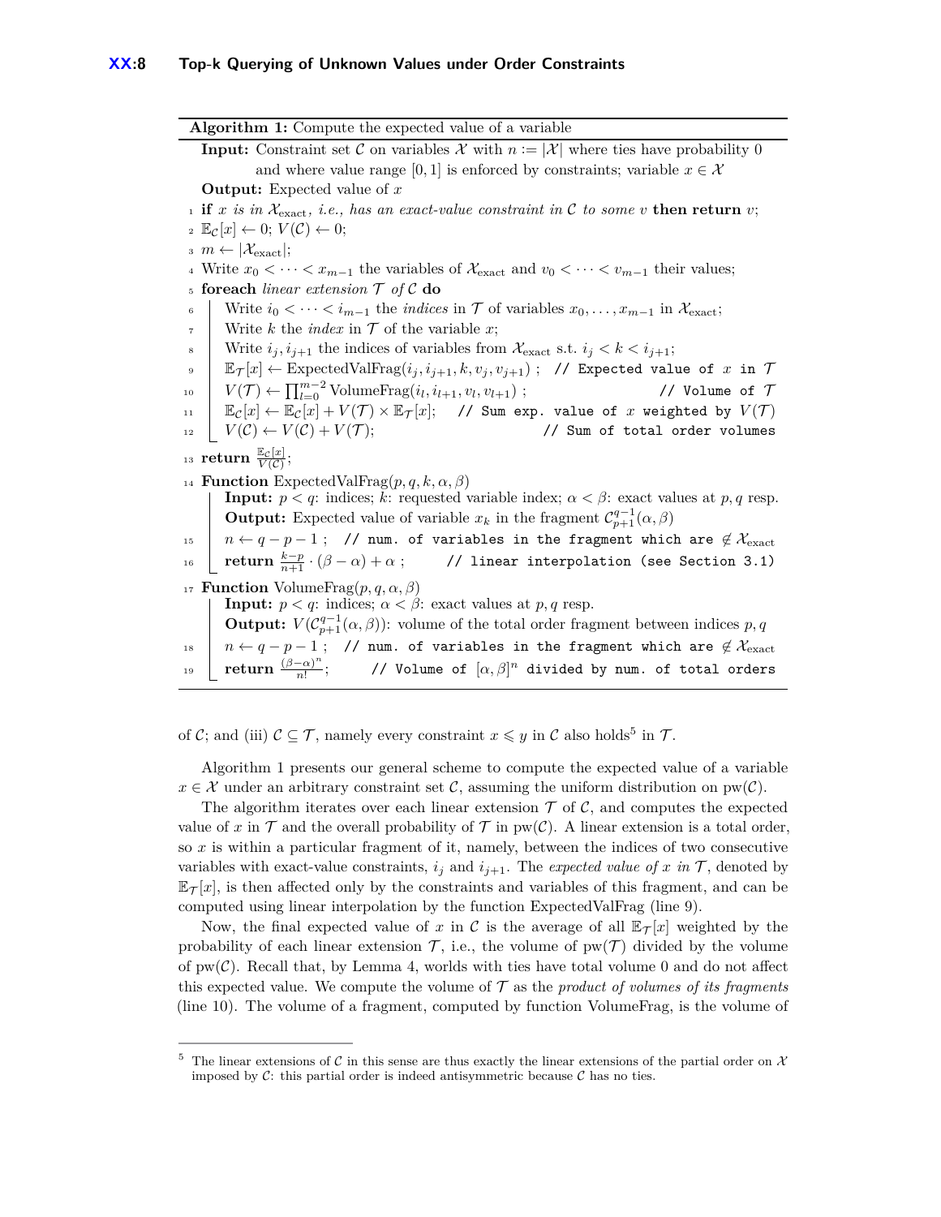**Algorithm 1:** Compute the expected value of a variable

```
Input: Constraint set C on variables X with n := |X| where ties have probability 0
       and where value range [0,1] is enforced by constraints; variable x ∈ X
Output: Expected value of x
1  if x is in X_exact, i.e., has an exact-value constraint in C to some v then return v;
2  E_C[x] ← 0; V(C) ← 0;
3  m ← |X_exact|;
4  Write x_0 < ··· < x_{m-1} the variables of X_exact and v_0 < ··· < v_{m-1} their values;
5  foreach linear extension T of C do
6      Write i_0 < ··· < i_{m-1} the indices in T of variables x_0, ..., x_{m-1} in X_exact;
7      Write k the index in T of the variable x;
8      Write i_j, i_{j+1} the indices of variables from X_exact s.t. i_j < k < i_{j+1};
9      E_T[x] ← ExpectedValFrag(i_j, i_{j+1}, k, v_j, v_{j+1}) ;  // Expected value of x in T
10     V(T) ← ∏_{l=0}^{m-2} VolumeFrag(i_l, i_{l+1}, v_l, v_{l+1}) ;            // Volume of T
11     E_C[x] ← E_C[x] + V(T) × E_T[x];   // Sum exp. value of x weighted by V(T)
12     V(C) ← V(C) + V(T);                          // Sum of total order volumes
13 return E_C[x] / V(C);
14 Function ExpectedValFrag(p, q, k, α, β)
       Input: p < q: indices; k: requested variable index; α < β: exact values at p, q resp.
       Output: Expected value of variable x_k in the fragment C_{p+1}^{q-1}(α, β)
15     n ← q − p − 1 ;  // num. of variables in the fragment which are ∉ X_exact
16     return (k−p)/(n+1) · (β − α) + α ;      // linear interpolation (see Section 3.1)
17 Function VolumeFrag(p, q, α, β)
       Input: p < q: indices; α < β: exact values at p, q resp.
       Output: V(C_{p+1}^{q-1}(α, β)): volume of the total order fragment between indices p, q
18     n ← q − p − 1 ;  // num. of variables in the fragment which are ∉ X_exact
19     return (β−α)^n / n!;      // Volume of [α, β]^n divided by num. of total orders
```

of $\mathcal{C}$; and (iii) $\mathcal{C} \subseteq \mathcal{T}$, namely every constraint $x \leqslant y$ in $\mathcal{C}$ also holds[5] in $\mathcal{T}$.

Algorithm 1 presents our general scheme to compute the expected value of a variable $x \in \mathcal{X}$ under an arbitrary constraint set $\mathcal{C}$, assuming the uniform distribution on $\mathrm{pw}(\mathcal{C})$.

The algorithm iterates over each linear extension $\mathcal{T}$ of $\mathcal{C}$, and computes the expected value of $x$ in $\mathcal{T}$ and the overall probability of $\mathcal{T}$ in $\mathrm{pw}(\mathcal{C})$. A linear extension is a total order, so $x$ is within a particular fragment of it, namely, between the indices of two consecutive variables with exact-value constraints, $i_j$ and $i_{j+1}$. The *expected value of $x$ in $\mathcal{T}$*, denoted by $\mathbb{E}_{\mathcal{T}}[x]$, is then affected only by the constraints and variables of this fragment, and can be computed using linear interpolation by the function ExpectedValFrag (line 9).

Now, the final expected value of $x$ in $\mathcal{C}$ is the average of all $\mathbb{E}_{\mathcal{T}}[x]$ weighted by the probability of each linear extension $\mathcal{T}$, i.e., the volume of $\mathrm{pw}(\mathcal{T})$ divided by the volume of $\mathrm{pw}(\mathcal{C})$. Recall that, by Lemma 4, worlds with ties have total volume 0 and do not affect this expected value. We compute the volume of $\mathcal{T}$ as the *product of volumes of its fragments* (line 10). The volume of a fragment, computed by function VolumeFrag, is the volume of

[5] The linear extensions of $\mathcal{C}$ in this sense are thus exactly the linear extensions of the partial order on $\mathcal{X}$ imposed by $\mathcal{C}$: this partial order is indeed antisymmetric because $\mathcal{C}$ has no ties.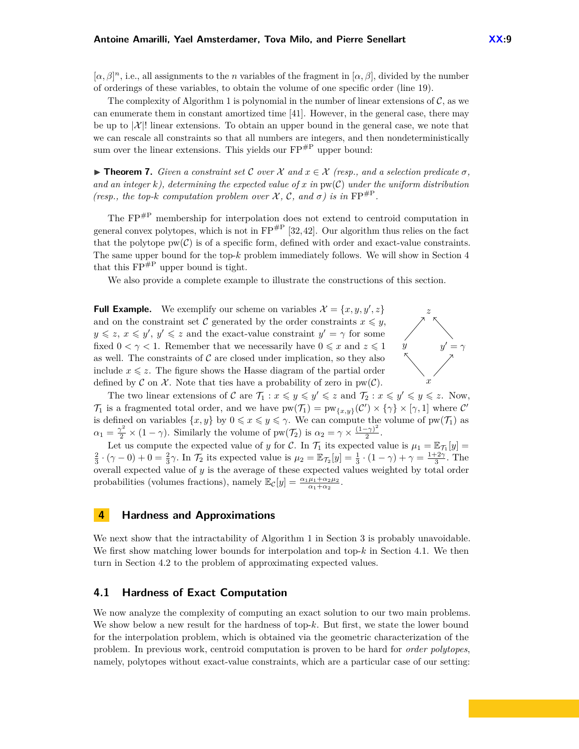$[\alpha, \beta]^n$, i.e., all assignments to the $n$ variables of the fragment in $[\alpha, \beta]$, divided by the number of orderings of these variables, to obtain the volume of one specific order (line 19).

The complexity of Algorithm 1 is polynomial in the number of linear extensions of $\mathcal{C}$, as we can enumerate them in constant amortized time [41]. However, in the general case, there may be up to $|\mathcal{X}|!$ linear extensions. To obtain an upper bound in the general case, we note that we can rescale all constraints so that all numbers are integers, and then nondeterministically sum over the linear extensions. This yields our $\mathrm{FP}^{\#\mathrm{P}}$ upper bound:

▶ **Theorem 7.** *Given a constraint set $\mathcal{C}$ over $\mathcal{X}$ and $x \in \mathcal{X}$ (resp., and a selection predicate $\sigma$, and an integer $k$), determining the expected value of $x$ in $\mathrm{pw}(\mathcal{C})$ under the uniform distribution (resp., the top-$k$ computation problem over $\mathcal{X}$, $\mathcal{C}$, and $\sigma$) is in $\mathrm{FP}^{\#\mathrm{P}}$.*

The $\mathrm{FP}^{\#\mathrm{P}}$ membership for interpolation does not extend to centroid computation in general convex polytopes, which is not in $\mathrm{FP}^{\#\mathrm{P}}$ [32,42]. Our algorithm thus relies on the fact that the polytope $\mathrm{pw}(\mathcal{C})$ is of a specific form, defined with order and exact-value constraints. The same upper bound for the top-$k$ problem immediately follows. We will show in Section 4 that this $\mathrm{FP}^{\#\mathrm{P}}$ upper bound is tight.

We also provide a complete example to illustrate the constructions of this section.

**Full Example.** We exemplify our scheme on variables $\mathcal{X} = \{x, y, y', z\}$ and on the constraint set $\mathcal{C}$ generated by the order constraints $x \leqslant y$, $y \leqslant z$, $x \leqslant y'$, $y' \leqslant z$ and the exact-value constraint $y' = \gamma$ for some fixed $0 < \gamma < 1$. Remember that we necessarily have $0 \leqslant x$ and $z \leqslant 1$ as well. The constraints of $\mathcal{C}$ are closed under implication, so they also include $x \leqslant z$. The figure shows the Hasse diagram of the partial order defined by $\mathcal{C}$ on $\mathcal{X}$. Note that ties have a probability of zero in $\mathrm{pw}(\mathcal{C})$.

The two linear extensions of $\mathcal{C}$ are $\mathcal{T}_1 : x \leqslant y \leqslant y' \leqslant z$ and $\mathcal{T}_2 : x \leqslant y' \leqslant y \leqslant z$. Now, $\mathcal{T}_1$ is a fragmented total order, and we have $\mathrm{pw}(\mathcal{T}_1) = \mathrm{pw}_{\{x,y\}}(\mathcal{C}') \times \{\gamma\} \times [\gamma, 1]$ where $\mathcal{C}'$ is defined on variables $\{x, y\}$ by $0 \leqslant x \leqslant y \leqslant \gamma$. We can compute the volume of $\mathrm{pw}(\mathcal{T}_1)$ as $\alpha_1 = \frac{\gamma^2}{2} \times (1 - \gamma)$. Similarly the volume of $\mathrm{pw}(\mathcal{T}_2)$ is $\alpha_2 = \gamma \times \frac{(1-\gamma)^2}{2}$.

Let us compute the expected value of $y$ for $\mathcal{C}$. In $\mathcal{T}_1$ its expected value is $\mu_1 = \mathbb{E}_{\mathcal{T}_1}[y] = \frac{2}{3} \cdot (\gamma - 0) + 0 = \frac{2}{3}\gamma$. In $\mathcal{T}_2$ its expected value is $\mu_2 = \mathbb{E}_{\mathcal{T}_2}[y] = \frac{1}{3} \cdot (1 - \gamma) + \gamma = \frac{1+2\gamma}{3}$. The overall expected value of $y$ is the average of these expected values weighted by total order probabilities (volumes fractions), namely $\mathbb{E}_{\mathcal{C}}[y] = \frac{\alpha_1\mu_1 + \alpha_2\mu_2}{\alpha_1 + \alpha_2}$.

# 4 Hardness and Approximations

We next show that the intractability of Algorithm 1 in Section 3 is probably unavoidable. We first show matching lower bounds for interpolation and top-$k$ in Section 4.1. We then turn in Section 4.2 to the problem of approximating expected values.

## 4.1 Hardness of Exact Computation

We now analyze the complexity of computing an exact solution to our two main problems. We show below a new result for the hardness of top-$k$. But first, we state the lower bound for the interpolation problem, which is obtained via the geometric characterization of the problem. In previous work, centroid computation is proven to be hard for *order polytopes*, namely, polytopes without exact-value constraints, which are a particular case of our setting: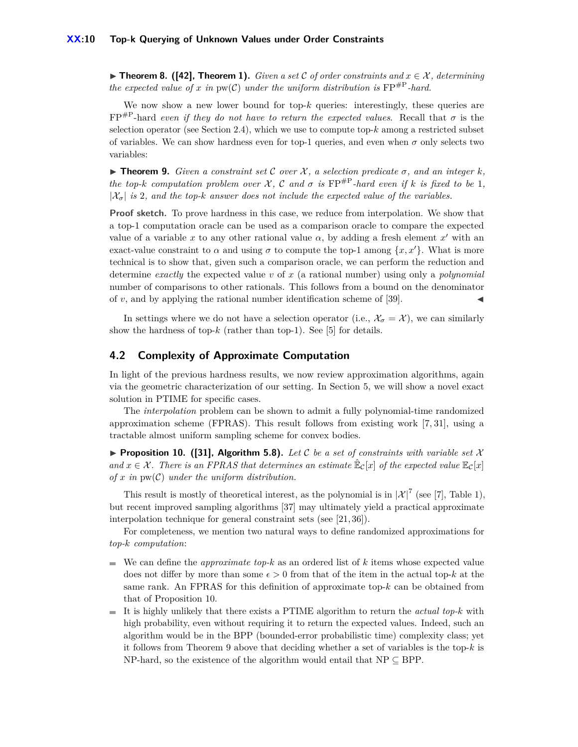▶ **Theorem 8. ([42], Theorem 1).** *Given a set $\mathcal{C}$ of order constraints and $x \in \mathcal{X}$, determining the expected value of $x$ in $\mathrm{pw}(\mathcal{C})$ under the uniform distribution is $\mathrm{FP}^{\#\mathrm{P}}$-hard.*

We now show a new lower bound for top-$k$ queries: interestingly, these queries are $\mathrm{FP}^{\#\mathrm{P}}$-hard *even if they do not have to return the expected values*. Recall that $\sigma$ is the selection operator (see Section 2.4), which we use to compute top-$k$ among a restricted subset of variables. We can show hardness even for top-1 queries, and even when $\sigma$ only selects two variables:

▶ **Theorem 9.** *Given a constraint set $\mathcal{C}$ over $\mathcal{X}$, a selection predicate $\sigma$, and an integer $k$, the top-$k$ computation problem over $\mathcal{X}$, $\mathcal{C}$ and $\sigma$ is $\mathrm{FP}^{\#\mathrm{P}}$-hard even if $k$ is fixed to be 1, $|\mathcal{X}_\sigma|$ is 2, and the top-$k$ answer does not include the expected value of the variables.*

**Proof sketch.** To prove hardness in this case, we reduce from interpolation. We show that a top-1 computation oracle can be used as a comparison oracle to compare the expected value of a variable $x$ to any other rational value $\alpha$, by adding a fresh element $x'$ with an exact-value constraint to $\alpha$ and using $\sigma$ to compute the top-1 among $\{x, x'\}$. What is more technical is to show that, given such a comparison oracle, we can perform the reduction and determine *exactly* the expected value $v$ of $x$ (a rational number) using only a *polynomial* number of comparisons to other rationals. This follows from a bound on the denominator of $v$, and by applying the rational number identification scheme of [39]. ◀

In settings where we do not have a selection operator (i.e., $\mathcal{X}_\sigma = \mathcal{X}$), we can similarly show the hardness of top-$k$ (rather than top-1). See [5] for details.

## 4.2 Complexity of Approximate Computation

In light of the previous hardness results, we now review approximation algorithms, again via the geometric characterization of our setting. In Section 5, we will show a novel exact solution in PTIME for specific cases.

The *interpolation* problem can be shown to admit a fully polynomial-time randomized approximation scheme (FPRAS). This result follows from existing work [7, 31], using a tractable almost uniform sampling scheme for convex bodies.

▶ **Proposition 10. ([31], Algorithm 5.8).** *Let $\mathcal{C}$ be a set of constraints with variable set $\mathcal{X}$ and $x \in \mathcal{X}$. There is an FPRAS that determines an estimate $\hat{\mathbb{E}}_\mathcal{C}[x]$ of the expected value $\mathbb{E}_\mathcal{C}[x]$ of $x$ in $\mathrm{pw}(\mathcal{C})$ under the uniform distribution.*

This result is mostly of theoretical interest, as the polynomial is in $|\mathcal{X}|^7$ (see [7], Table 1), but recent improved sampling algorithms [37] may ultimately yield a practical approximate interpolation technique for general constraint sets (see [21, 36]).

For completeness, we mention two natural ways to define randomized approximations for *top-k computation*:

- We can define the *approximate top-k* as an ordered list of $k$ items whose expected value does not differ by more than some $\epsilon > 0$ from that of the item in the actual top-$k$ at the same rank. An FPRAS for this definition of approximate top-$k$ can be obtained from that of Proposition 10.
- It is highly unlikely that there exists a PTIME algorithm to return the *actual top-k* with high probability, even without requiring it to return the expected values. Indeed, such an algorithm would be in the BPP (bounded-error probabilistic time) complexity class; yet it follows from Theorem 9 above that deciding whether a set of variables is the top-$k$ is NP-hard, so the existence of the algorithm would entail that $\mathrm{NP} \subseteq \mathrm{BPP}$.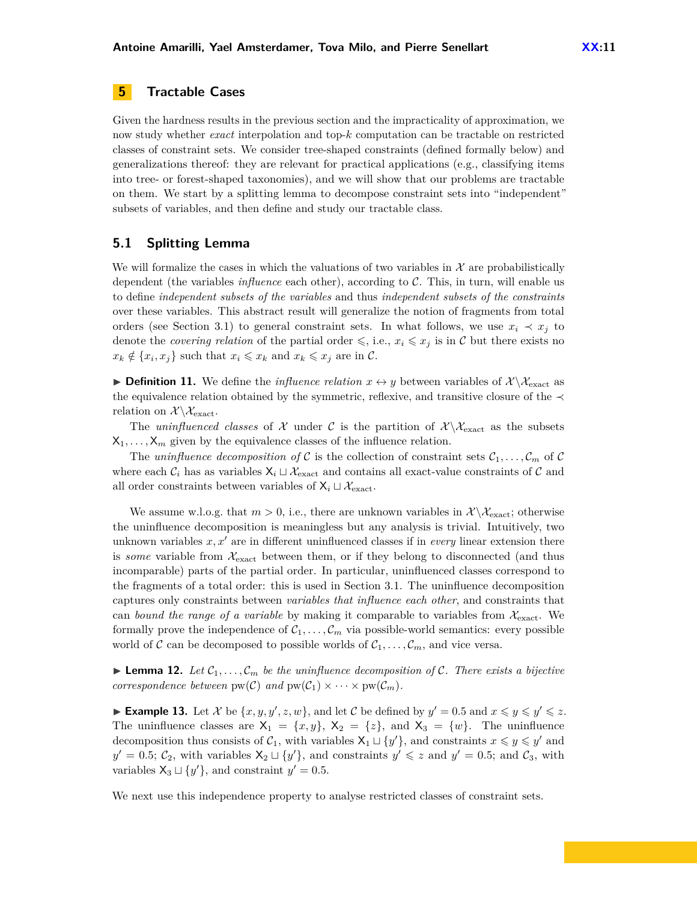## 5 Tractable Cases

Given the hardness results in the previous section and the impracticality of approximation, we now study whether *exact* interpolation and top-$k$ computation can be tractable on restricted classes of constraint sets. We consider tree-shaped constraints (defined formally below) and generalizations thereof: they are relevant for practical applications (e.g., classifying items into tree- or forest-shaped taxonomies), and we will show that our problems are tractable on them. We start by a splitting lemma to decompose constraint sets into "independent" subsets of variables, and then define and study our tractable class.

### 5.1 Splitting Lemma

We will formalize the cases in which the valuations of two variables in $\mathcal{X}$ are probabilistically dependent (the variables *influence* each other), according to $\mathcal{C}$. This, in turn, will enable us to define *independent subsets of the variables* and thus *independent subsets of the constraints* over these variables. This abstract result will generalize the notion of fragments from total orders (see Section 3.1) to general constraint sets. In what follows, we use $x_i \prec x_j$ to denote the *covering relation* of the partial order $\leqslant$, i.e., $x_i \leqslant x_j$ is in $\mathcal{C}$ but there exists no $x_k \notin \{x_i, x_j\}$ such that $x_i \leqslant x_k$ and $x_k \leqslant x_j$ are in $\mathcal{C}$.

▶ **Definition 11.** We define the *influence relation* $x \leftrightarrow y$ between variables of $\mathcal{X}\backslash\mathcal{X}_{\text{exact}}$ as the equivalence relation obtained by the symmetric, reflexive, and transitive closure of the $\prec$ relation on $\mathcal{X}\backslash\mathcal{X}_{\text{exact}}$.

The *uninfluenced classes* of $\mathcal{X}$ under $\mathcal{C}$ is the partition of $\mathcal{X}\backslash\mathcal{X}_{\text{exact}}$ as the subsets $\mathsf{X}_1, \ldots, \mathsf{X}_m$ given by the equivalence classes of the influence relation.

The *uninfluence decomposition of* $\mathcal{C}$ is the collection of constraint sets $\mathcal{C}_1, \ldots, \mathcal{C}_m$ of $\mathcal{C}$ where each $\mathcal{C}_i$ has as variables $\mathsf{X}_i \sqcup \mathcal{X}_{\text{exact}}$ and contains all exact-value constraints of $\mathcal{C}$ and all order constraints between variables of $\mathsf{X}_i \sqcup \mathcal{X}_{\text{exact}}$.

We assume w.l.o.g. that $m > 0$, i.e., there are unknown variables in $\mathcal{X}\backslash\mathcal{X}_{\text{exact}}$; otherwise the uninfluence decomposition is meaningless but any analysis is trivial. Intuitively, two unknown variables $x, x'$ are in different uninfluenced classes if in *every* linear extension there is *some* variable from $\mathcal{X}_{\text{exact}}$ between them, or if they belong to disconnected (and thus incomparable) parts of the partial order. In particular, uninfluenced classes correspond to the fragments of a total order: this is used in Section 3.1. The uninfluence decomposition captures only constraints between *variables that influence each other*, and constraints that can *bound the range of a variable* by making it comparable to variables from $\mathcal{X}_{\text{exact}}$. We formally prove the independence of $\mathcal{C}_1, \ldots, \mathcal{C}_m$ via possible-world semantics: every possible world of $\mathcal{C}$ can be decomposed to possible worlds of $\mathcal{C}_1, \ldots, \mathcal{C}_m$, and vice versa.

▶ **Lemma 12.** *Let $\mathcal{C}_1, \ldots, \mathcal{C}_m$ be the uninfluence decomposition of $\mathcal{C}$. There exists a bijective correspondence between* $\text{pw}(\mathcal{C})$ *and* $\text{pw}(\mathcal{C}_1) \times \cdots \times \text{pw}(\mathcal{C}_m)$.

▶ **Example 13.** Let $\mathcal{X}$ be $\{x, y, y', z, w\}$, and let $\mathcal{C}$ be defined by $y' = 0.5$ and $x \leqslant y \leqslant y' \leqslant z$. The uninfluence classes are $\mathsf{X}_1 = \{x, y\}$, $\mathsf{X}_2 = \{z\}$, and $\mathsf{X}_3 = \{w\}$. The uninfluence decomposition thus consists of $\mathcal{C}_1$, with variables $\mathsf{X}_1 \sqcup \{y'\}$, and constraints $x \leqslant y \leqslant y'$ and $y' = 0.5$; $\mathcal{C}_2$, with variables $\mathsf{X}_2 \sqcup \{y'\}$, and constraints $y' \leqslant z$ and $y' = 0.5$; and $\mathcal{C}_3$, with variables $\mathsf{X}_3 \sqcup \{y'\}$, and constraint $y' = 0.5$.

We next use this independence property to analyse restricted classes of constraint sets.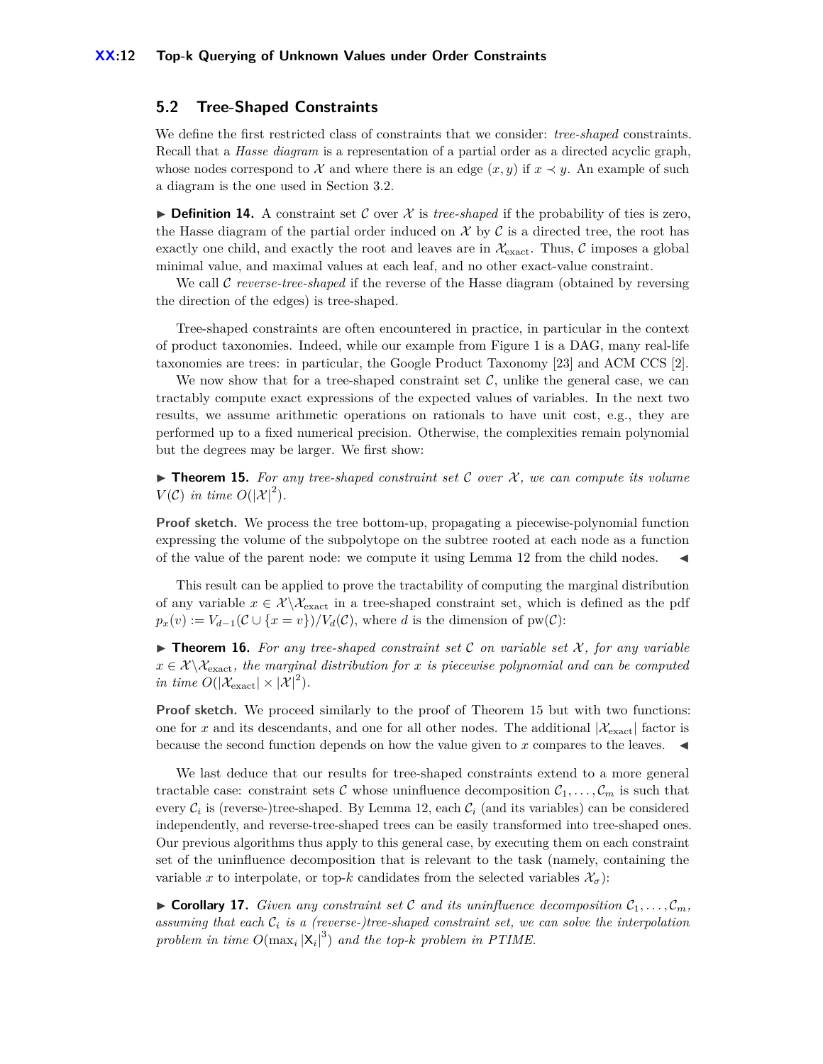## 5.2 Tree-Shaped Constraints

We define the first restricted class of constraints that we consider: *tree-shaped* constraints. Recall that a *Hasse diagram* is a representation of a partial order as a directed acyclic graph, whose nodes correspond to $\mathcal{X}$ and where there is an edge $(x, y)$ if $x \prec y$. An example of such a diagram is the one used in Section 3.2.

▶ **Definition 14.** A constraint set $\mathcal{C}$ over $\mathcal{X}$ is *tree-shaped* if the probability of ties is zero, the Hasse diagram of the partial order induced on $\mathcal{X}$ by $\mathcal{C}$ is a directed tree, the root has exactly one child, and exactly the root and leaves are in $\mathcal{X}_{\text{exact}}$. Thus, $\mathcal{C}$ imposes a global minimal value, and maximal values at each leaf, and no other exact-value constraint.

We call $\mathcal{C}$ *reverse-tree-shaped* if the reverse of the Hasse diagram (obtained by reversing the direction of the edges) is tree-shaped.

Tree-shaped constraints are often encountered in practice, in particular in the context of product taxonomies. Indeed, while our example from Figure 1 is a DAG, many real-life taxonomies are trees: in particular, the Google Product Taxonomy [23] and ACM CCS [2].

We now show that for a tree-shaped constraint set $\mathcal{C}$, unlike the general case, we can tractably compute exact expressions of the expected values of variables. In the next two results, we assume arithmetic operations on rationals to have unit cost, e.g., they are performed up to a fixed numerical precision. Otherwise, the complexities remain polynomial but the degrees may be larger. We first show:

▶ **Theorem 15.** *For any tree-shaped constraint set $\mathcal{C}$ over $\mathcal{X}$, we can compute its volume $V(\mathcal{C})$ in time $O(|\mathcal{X}|^2)$.*

**Proof sketch.** We process the tree bottom-up, propagating a piecewise-polynomial function expressing the volume of the subpolytope on the subtree rooted at each node as a function of the value of the parent node: we compute it using Lemma 12 from the child nodes. ◀

This result can be applied to prove the tractability of computing the marginal distribution of any variable $x \in \mathcal{X} \backslash \mathcal{X}_{\text{exact}}$ in a tree-shaped constraint set, which is defined as the pdf $p_x(v) := V_{d-1}(\mathcal{C} \cup \{x = v\})/V_d(\mathcal{C})$, where $d$ is the dimension of $\text{pw}(\mathcal{C})$:

▶ **Theorem 16.** *For any tree-shaped constraint set $\mathcal{C}$ on variable set $\mathcal{X}$, for any variable $x \in \mathcal{X} \backslash \mathcal{X}_{\text{exact}}$, the marginal distribution for $x$ is piecewise polynomial and can be computed in time $O(|\mathcal{X}_{\text{exact}}| \times |\mathcal{X}|^2)$.*

**Proof sketch.** We proceed similarly to the proof of Theorem 15 but with two functions: one for $x$ and its descendants, and one for all other nodes. The additional $|\mathcal{X}_{\text{exact}}|$ factor is because the second function depends on how the value given to $x$ compares to the leaves. ◀

We last deduce that our results for tree-shaped constraints extend to a more general tractable case: constraint sets $\mathcal{C}$ whose uninfluence decomposition $\mathcal{C}_1, \ldots, \mathcal{C}_m$ is such that every $\mathcal{C}_i$ is (reverse-)tree-shaped. By Lemma 12, each $\mathcal{C}_i$ (and its variables) can be considered independently, and reverse-tree-shaped trees can be easily transformed into tree-shaped ones. Our previous algorithms thus apply to this general case, by executing them on each constraint set of the uninfluence decomposition that is relevant to the task (namely, containing the variable $x$ to interpolate, or top-$k$ candidates from the selected variables $\mathcal{X}_\sigma$):

▶ **Corollary 17.** *Given any constraint set $\mathcal{C}$ and its uninfluence decomposition $\mathcal{C}_1, \ldots, \mathcal{C}_m$, assuming that each $\mathcal{C}_i$ is a (reverse-)tree-shaped constraint set, we can solve the interpolation problem in time $O(\max_i |\mathsf{X}_i|^3)$ and the top-$k$ problem in PTIME.*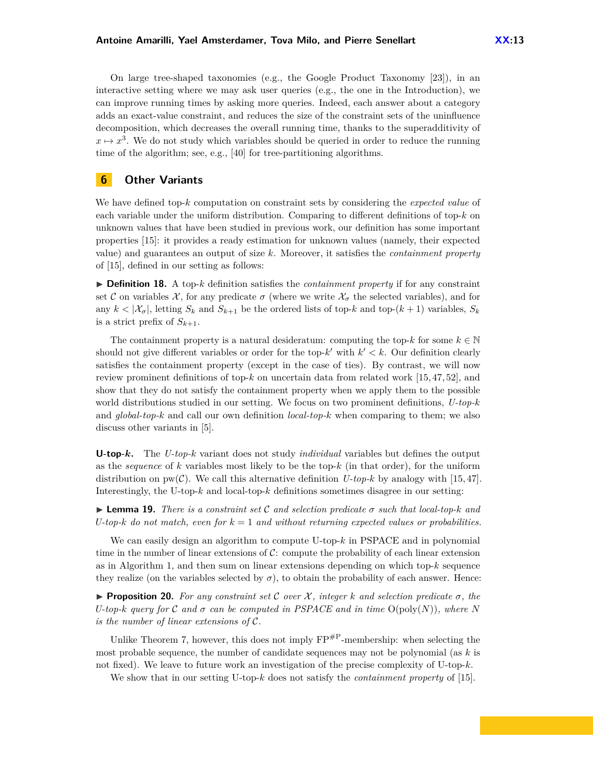On large tree-shaped taxonomies (e.g., the Google Product Taxonomy [23]), in an interactive setting where we may ask user queries (e.g., the one in the Introduction), we can improve running times by asking more queries. Indeed, each answer about a category adds an exact-value constraint, and reduces the size of the constraint sets of the uninfluence decomposition, which decreases the overall running time, thanks to the superadditivity of $x \mapsto x^3$. We do not study which variables should be queried in order to reduce the running time of the algorithm; see, e.g., [40] for tree-partitioning algorithms.

## 6 Other Variants

We have defined top-$k$ computation on constraint sets by considering the *expected value* of each variable under the uniform distribution. Comparing to different definitions of top-$k$ on unknown values that have been studied in previous work, our definition has some important properties [15]: it provides a ready estimation for unknown values (namely, their expected value) and guarantees an output of size $k$. Moreover, it satisfies the *containment property* of [15], defined in our setting as follows:

▶ **Definition 18.** A top-$k$ definition satisfies the *containment property* if for any constraint set $\mathcal{C}$ on variables $\mathcal{X}$, for any predicate $\sigma$ (where we write $\mathcal{X}_\sigma$ the selected variables), and for any $k < |\mathcal{X}_\sigma|$, letting $S_k$ and $S_{k+1}$ be the ordered lists of top-$k$ and top-$(k+1)$ variables, $S_k$ is a strict prefix of $S_{k+1}$.

The containment property is a natural desideratum: computing the top-$k$ for some $k \in \mathbb{N}$ should not give different variables or order for the top-$k'$ with $k' < k$. Our definition clearly satisfies the containment property (except in the case of ties). By contrast, we will now review prominent definitions of top-$k$ on uncertain data from related work [15, 47, 52], and show that they do not satisfy the containment property when we apply them to the possible world distributions studied in our setting. We focus on two prominent definitions, *U-top-k* and *global-top-k* and call our own definition *local-top-k* when comparing to them; we also discuss other variants in [5].

**U-top-$k$.** The *U-top-k* variant does not study *individual* variables but defines the output as the *sequence* of $k$ variables most likely to be the top-$k$ (in that order), for the uniform distribution on $\mathrm{pw}(\mathcal{C})$. We call this alternative definition *U-top-k* by analogy with [15, 47]. Interestingly, the U-top-$k$ and local-top-$k$ definitions sometimes disagree in our setting:

▶ **Lemma 19.** *There is a constraint set $\mathcal{C}$ and selection predicate $\sigma$ such that local-top-$k$ and U-top-$k$ do not match, even for $k = 1$ and without returning expected values or probabilities.*

We can easily design an algorithm to compute U-top-$k$ in PSPACE and in polynomial time in the number of linear extensions of $\mathcal{C}$: compute the probability of each linear extension as in Algorithm 1, and then sum on linear extensions depending on which top-$k$ sequence they realize (on the variables selected by $\sigma$), to obtain the probability of each answer. Hence:

▶ **Proposition 20.** *For any constraint set $\mathcal{C}$ over $\mathcal{X}$, integer $k$ and selection predicate $\sigma$, the U-top-$k$ query for $\mathcal{C}$ and $\sigma$ can be computed in PSPACE and in time $\mathrm{O}(\mathrm{poly}(N))$, where $N$ is the number of linear extensions of $\mathcal{C}$.*

Unlike Theorem 7, however, this does not imply $\mathrm{FP}^{\#\mathrm{P}}$-membership: when selecting the most probable sequence, the number of candidate sequences may not be polynomial (as $k$ is not fixed). We leave to future work an investigation of the precise complexity of U-top-$k$.

We show that in our setting U-top-$k$ does not satisfy the *containment property* of [15].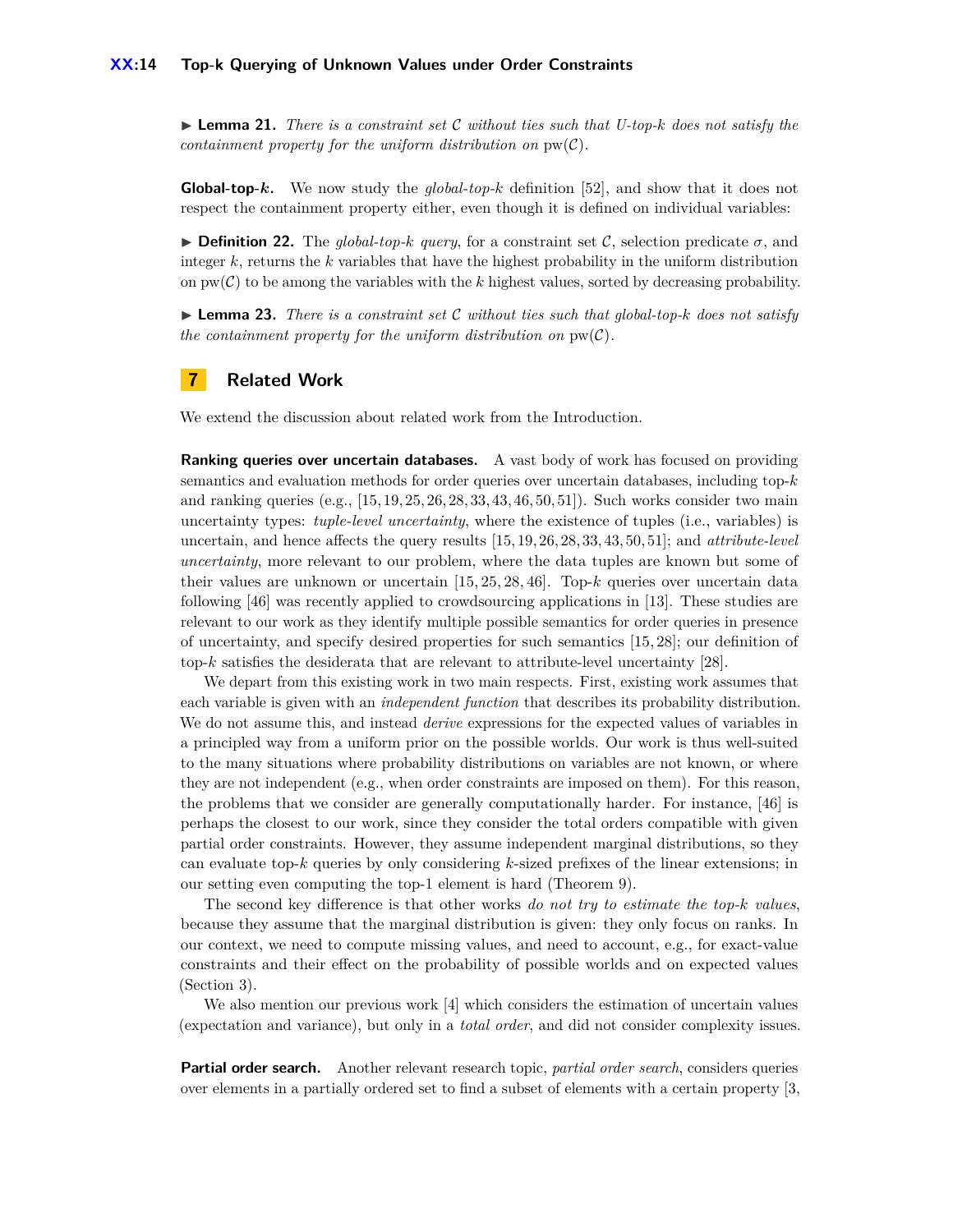▶ **Lemma 21.** *There is a constraint set $\mathcal{C}$ without ties such that U-top-k does not satisfy the containment property for the uniform distribution on* $\mathrm{pw}(\mathcal{C})$*.*

**Global-top-$k$.** We now study the *global-top-$k$* definition [52], and show that it does not respect the containment property either, even though it is defined on individual variables:

▶ **Definition 22.** The *global-top-$k$ query*, for a constraint set $\mathcal{C}$, selection predicate $\sigma$, and integer $k$, returns the $k$ variables that have the highest probability in the uniform distribution on $\mathrm{pw}(\mathcal{C})$ to be among the variables with the $k$ highest values, sorted by decreasing probability.

▶ **Lemma 23.** *There is a constraint set $\mathcal{C}$ without ties such that global-top-k does not satisfy the containment property for the uniform distribution on* $\mathrm{pw}(\mathcal{C})$*.*

## 7 Related Work

We extend the discussion about related work from the Introduction.

**Ranking queries over uncertain databases.** A vast body of work has focused on providing semantics and evaluation methods for order queries over uncertain databases, including top-$k$ and ranking queries (e.g., [15, 19, 25, 26, 28, 33, 43, 46, 50, 51]). Such works consider two main uncertainty types: *tuple-level uncertainty*, where the existence of tuples (i.e., variables) is uncertain, and hence affects the query results [15, 19, 26, 28, 33, 43, 50, 51]; and *attribute-level uncertainty*, more relevant to our problem, where the data tuples are known but some of their values are unknown or uncertain [15, 25, 28, 46]. Top-$k$ queries over uncertain data following [46] was recently applied to crowdsourcing applications in [13]. These studies are relevant to our work as they identify multiple possible semantics for order queries in presence of uncertainty, and specify desired properties for such semantics [15, 28]; our definition of top-$k$ satisfies the desiderata that are relevant to attribute-level uncertainty [28].

We depart from this existing work in two main respects. First, existing work assumes that each variable is given with an *independent function* that describes its probability distribution. We do not assume this, and instead *derive* expressions for the expected values of variables in a principled way from a uniform prior on the possible worlds. Our work is thus well-suited to the many situations where probability distributions on variables are not known, or where they are not independent (e.g., when order constraints are imposed on them). For this reason, the problems that we consider are generally computationally harder. For instance, [46] is perhaps the closest to our work, since they consider the total orders compatible with given partial order constraints. However, they assume independent marginal distributions, so they can evaluate top-$k$ queries by only considering $k$-sized prefixes of the linear extensions; in our setting even computing the top-1 element is hard (Theorem 9).

The second key difference is that other works *do not try to estimate the top-$k$ values*, because they assume that the marginal distribution is given: they only focus on ranks. In our context, we need to compute missing values, and need to account, e.g., for exact-value constraints and their effect on the probability of possible worlds and on expected values (Section 3).

We also mention our previous work [4] which considers the estimation of uncertain values (expectation and variance), but only in a *total order*, and did not consider complexity issues.

**Partial order search.** Another relevant research topic, *partial order search*, considers queries over elements in a partially ordered set to find a subset of elements with a certain property [3,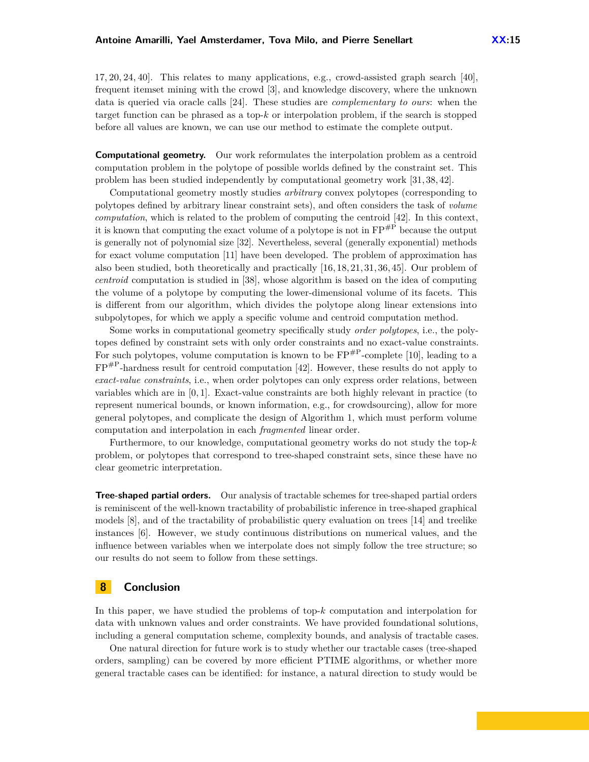17, 20, 24, 40]. This relates to many applications, e.g., crowd-assisted graph search [40], frequent itemset mining with the crowd [3], and knowledge discovery, where the unknown data is queried via oracle calls [24]. These studies are *complementary to ours*: when the target function can be phrased as a top-$k$ or interpolation problem, if the search is stopped before all values are known, we can use our method to estimate the complete output.

**Computational geometry.** Our work reformulates the interpolation problem as a centroid computation problem in the polytope of possible worlds defined by the constraint set. This problem has been studied independently by computational geometry work [31, 38, 42].

Computational geometry mostly studies *arbitrary* convex polytopes (corresponding to polytopes defined by arbitrary linear constraint sets), and often considers the task of *volume computation*, which is related to the problem of computing the centroid [42]. In this context, it is known that computing the exact volume of a polytope is not in $\mathrm{FP}^{\#\mathrm{P}}$ because the output is generally not of polynomial size [32]. Nevertheless, several (generally exponential) methods for exact volume computation [11] have been developed. The problem of approximation has also been studied, both theoretically and practically [16, 18, 21, 31, 36, 45]. Our problem of *centroid* computation is studied in [38], whose algorithm is based on the idea of computing the volume of a polytope by computing the lower-dimensional volume of its facets. This is different from our algorithm, which divides the polytope along linear extensions into subpolytopes, for which we apply a specific volume and centroid computation method.

Some works in computational geometry specifically study *order polytopes*, i.e., the polytopes defined by constraint sets with only order constraints and no exact-value constraints. For such polytopes, volume computation is known to be $\mathrm{FP}^{\#\mathrm{P}}$-complete [10], leading to a $\mathrm{FP}^{\#\mathrm{P}}$-hardness result for centroid computation [42]. However, these results do not apply to *exact-value constraints*, i.e., when order polytopes can only express order relations, between variables which are in $[0, 1]$. Exact-value constraints are both highly relevant in practice (to represent numerical bounds, or known information, e.g., for crowdsourcing), allow for more general polytopes, and complicate the design of Algorithm 1, which must perform volume computation and interpolation in each *fragmented* linear order.

Furthermore, to our knowledge, computational geometry works do not study the top-$k$ problem, or polytopes that correspond to tree-shaped constraint sets, since these have no clear geometric interpretation.

**Tree-shaped partial orders.** Our analysis of tractable schemes for tree-shaped partial orders is reminiscent of the well-known tractability of probabilistic inference in tree-shaped graphical models [8], and of the tractability of probabilistic query evaluation on trees [14] and treelike instances [6]. However, we study continuous distributions on numerical values, and the influence between variables when we interpolate does not simply follow the tree structure; so our results do not seem to follow from these settings.

## 8 Conclusion

In this paper, we have studied the problems of top-$k$ computation and interpolation for data with unknown values and order constraints. We have provided foundational solutions, including a general computation scheme, complexity bounds, and analysis of tractable cases.

One natural direction for future work is to study whether our tractable cases (tree-shaped orders, sampling) can be covered by more efficient PTIME algorithms, or whether more general tractable cases can be identified: for instance, a natural direction to study would be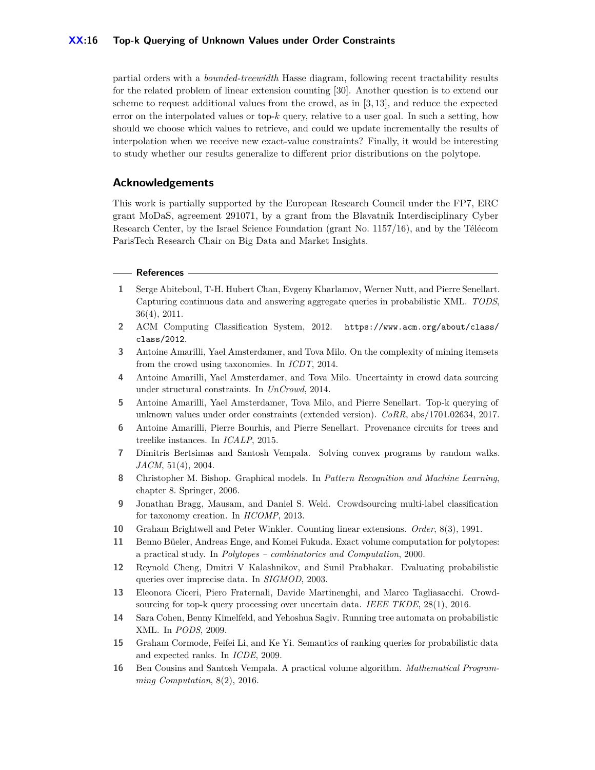partial orders with a *bounded-treewidth* Hasse diagram, following recent tractability results for the related problem of linear extension counting [30]. Another question is to extend our scheme to request additional values from the crowd, as in [3, 13], and reduce the expected error on the interpolated values or top-$k$ query, relative to a user goal. In such a setting, how should we choose which values to retrieve, and could we update incrementally the results of interpolation when we receive new exact-value constraints? Finally, it would be interesting to study whether our results generalize to different prior distributions on the polytope.

## Acknowledgements

This work is partially supported by the European Research Council under the FP7, ERC grant MoDaS, agreement 291071, by a grant from the Blavatnik Interdisciplinary Cyber Research Center, by the Israel Science Foundation (grant No. 1157/16), and by the Télécom ParisTech Research Chair on Big Data and Market Insights.

## References

1. Serge Abiteboul, T-H. Hubert Chan, Evgeny Kharlamov, Werner Nutt, and Pierre Senellart. Capturing continuous data and answering aggregate queries in probabilistic XML. *TODS*, 36(4), 2011.
2. ACM Computing Classification System, 2012. `https://www.acm.org/about/class/class/2012`.
3. Antoine Amarilli, Yael Amsterdamer, and Tova Milo. On the complexity of mining itemsets from the crowd using taxonomies. In *ICDT*, 2014.
4. Antoine Amarilli, Yael Amsterdamer, and Tova Milo. Uncertainty in crowd data sourcing under structural constraints. In *UnCrowd*, 2014.
5. Antoine Amarilli, Yael Amsterdamer, Tova Milo, and Pierre Senellart. Top-k querying of unknown values under order constraints (extended version). *CoRR*, abs/1701.02634, 2017.
6. Antoine Amarilli, Pierre Bourhis, and Pierre Senellart. Provenance circuits for trees and treelike instances. In *ICALP*, 2015.
7. Dimitris Bertsimas and Santosh Vempala. Solving convex programs by random walks. *JACM*, 51(4), 2004.
8. Christopher M. Bishop. Graphical models. In *Pattern Recognition and Machine Learning*, chapter 8. Springer, 2006.
9. Jonathan Bragg, Mausam, and Daniel S. Weld. Crowdsourcing multi-label classification for taxonomy creation. In *HCOMP*, 2013.
10. Graham Brightwell and Peter Winkler. Counting linear extensions. *Order*, 8(3), 1991.
11. Benno Büeler, Andreas Enge, and Komei Fukuda. Exact volume computation for polytopes: a practical study. In *Polytopes – combinatorics and Computation*, 2000.
12. Reynold Cheng, Dmitri V Kalashnikov, and Sunil Prabhakar. Evaluating probabilistic queries over imprecise data. In *SIGMOD*, 2003.
13. Eleonora Ciceri, Piero Fraternali, Davide Martinenghi, and Marco Tagliasacchi. Crowdsourcing for top-k query processing over uncertain data. *IEEE TKDE*, 28(1), 2016.
14. Sara Cohen, Benny Kimelfeld, and Yehoshua Sagiv. Running tree automata on probabilistic XML. In *PODS*, 2009.
15. Graham Cormode, Feifei Li, and Ke Yi. Semantics of ranking queries for probabilistic data and expected ranks. In *ICDE*, 2009.
16. Ben Cousins and Santosh Vempala. A practical volume algorithm. *Mathematical Programming Computation*, 8(2), 2016.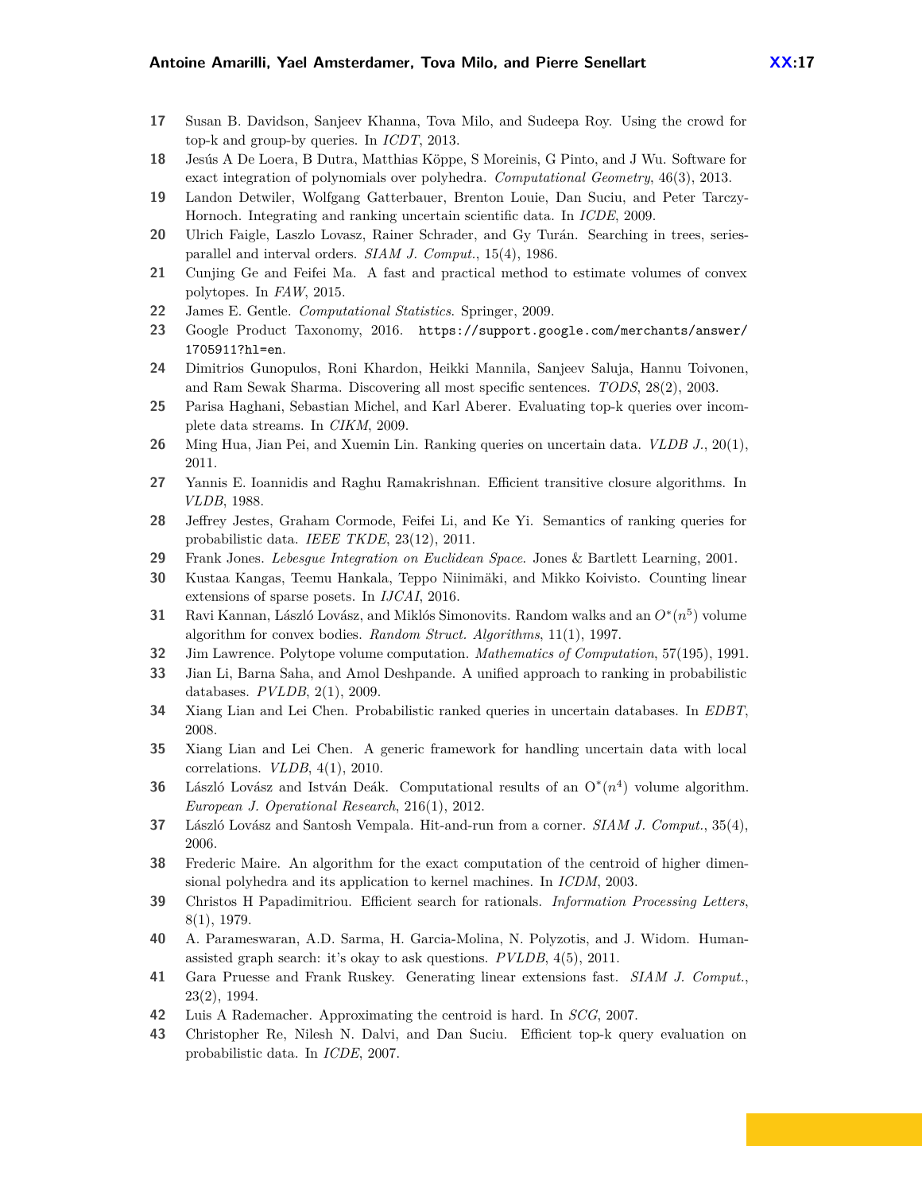17 Susan B. Davidson, Sanjeev Khanna, Tova Milo, and Sudeepa Roy. Using the crowd for top-k and group-by queries. In *ICDT*, 2013.

18 Jesús A De Loera, B Dutra, Matthias Köppe, S Moreinis, G Pinto, and J Wu. Software for exact integration of polynomials over polyhedra. *Computational Geometry*, 46(3), 2013.

19 Landon Detwiler, Wolfgang Gatterbauer, Brenton Louie, Dan Suciu, and Peter Tarczy-Hornoch. Integrating and ranking uncertain scientific data. In *ICDE*, 2009.

20 Ulrich Faigle, Laszlo Lovasz, Rainer Schrader, and Gy Turán. Searching in trees, series-parallel and interval orders. *SIAM J. Comput.*, 15(4), 1986.

21 Cunjing Ge and Feifei Ma. A fast and practical method to estimate volumes of convex polytopes. In *FAW*, 2015.

22 James E. Gentle. *Computational Statistics*. Springer, 2009.

23 Google Product Taxonomy, 2016. `https://support.google.com/merchants/answer/1705911?hl=en`.

24 Dimitrios Gunopulos, Roni Khardon, Heikki Mannila, Sanjeev Saluja, Hannu Toivonen, and Ram Sewak Sharma. Discovering all most specific sentences. *TODS*, 28(2), 2003.

25 Parisa Haghani, Sebastian Michel, and Karl Aberer. Evaluating top-k queries over incomplete data streams. In *CIKM*, 2009.

26 Ming Hua, Jian Pei, and Xuemin Lin. Ranking queries on uncertain data. *VLDB J.*, 20(1), 2011.

27 Yannis E. Ioannidis and Raghu Ramakrishnan. Efficient transitive closure algorithms. In *VLDB*, 1988.

28 Jeffrey Jestes, Graham Cormode, Feifei Li, and Ke Yi. Semantics of ranking queries for probabilistic data. *IEEE TKDE*, 23(12), 2011.

29 Frank Jones. *Lebesgue Integration on Euclidean Space*. Jones & Bartlett Learning, 2001.

30 Kustaa Kangas, Teemu Hankala, Teppo Niinimäki, and Mikko Koivisto. Counting linear extensions of sparse posets. In *IJCAI*, 2016.

31 Ravi Kannan, László Lovász, and Miklós Simonovits. Random walks and an $O^*(n^5)$ volume algorithm for convex bodies. *Random Struct. Algorithms*, 11(1), 1997.

32 Jim Lawrence. Polytope volume computation. *Mathematics of Computation*, 57(195), 1991.

33 Jian Li, Barna Saha, and Amol Deshpande. A unified approach to ranking in probabilistic databases. *PVLDB*, 2(1), 2009.

34 Xiang Lian and Lei Chen. Probabilistic ranked queries in uncertain databases. In *EDBT*, 2008.

35 Xiang Lian and Lei Chen. A generic framework for handling uncertain data with local correlations. *VLDB*, 4(1), 2010.

36 László Lovász and István Deák. Computational results of an $\mathrm{O}^*(n^4)$ volume algorithm. *European J. Operational Research*, 216(1), 2012.

37 László Lovász and Santosh Vempala. Hit-and-run from a corner. *SIAM J. Comput.*, 35(4), 2006.

38 Frederic Maire. An algorithm for the exact computation of the centroid of higher dimensional polyhedra and its application to kernel machines. In *ICDM*, 2003.

39 Christos H Papadimitriou. Efficient search for rationals. *Information Processing Letters*, 8(1), 1979.

40 A. Parameswaran, A.D. Sarma, H. Garcia-Molina, N. Polyzotis, and J. Widom. Human-assisted graph search: it's okay to ask questions. *PVLDB*, 4(5), 2011.

41 Gara Pruesse and Frank Ruskey. Generating linear extensions fast. *SIAM J. Comput.*, 23(2), 1994.

42 Luis A Rademacher. Approximating the centroid is hard. In *SCG*, 2007.

43 Christopher Re, Nilesh N. Dalvi, and Dan Suciu. Efficient top-k query evaluation on probabilistic data. In *ICDE*, 2007.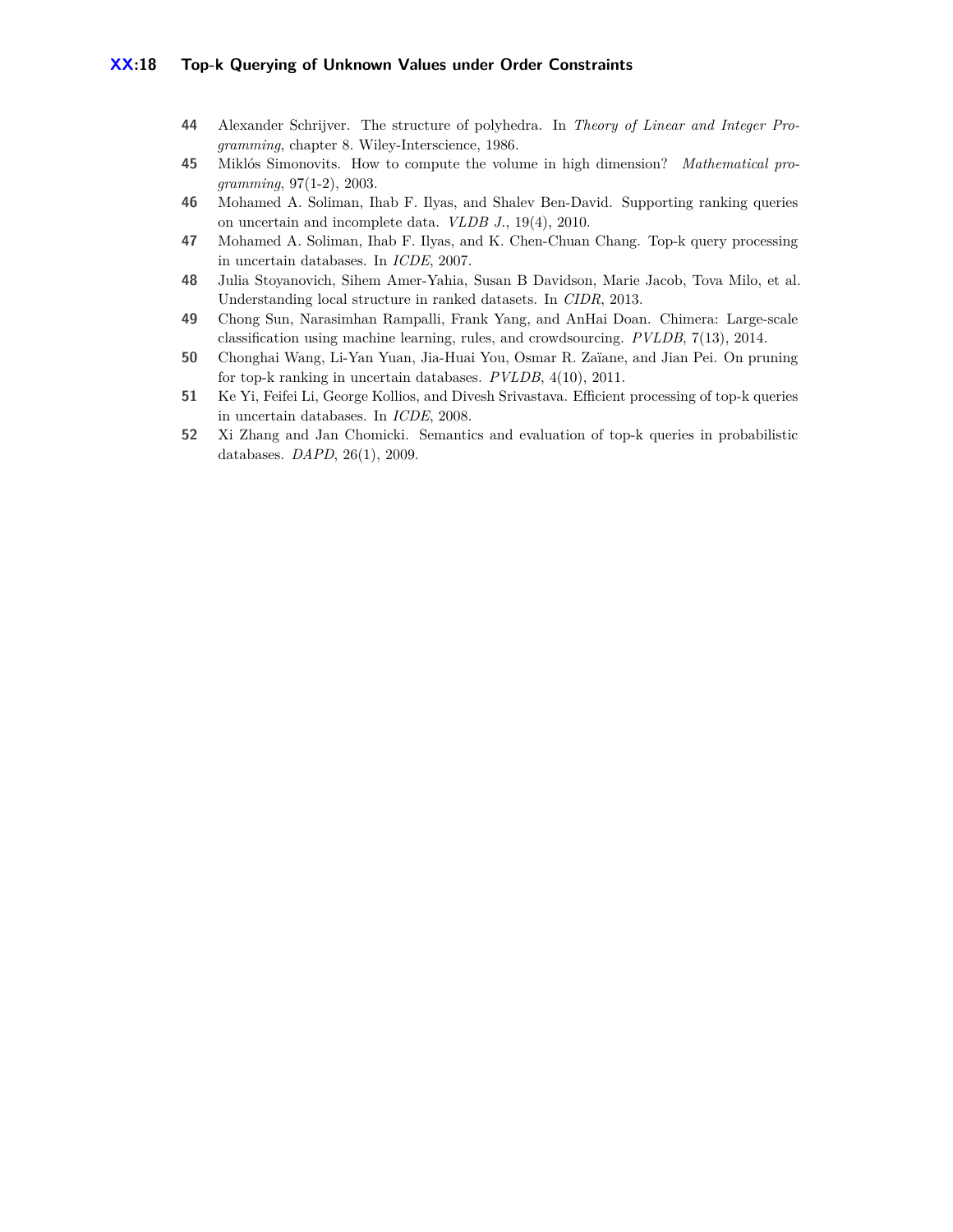44 Alexander Schrijver. The structure of polyhedra. In *Theory of Linear and Integer Programming*, chapter 8. Wiley-Interscience, 1986.

45 Miklós Simonovits. How to compute the volume in high dimension? *Mathematical programming*, 97(1-2), 2003.

46 Mohamed A. Soliman, Ihab F. Ilyas, and Shalev Ben-David. Supporting ranking queries on uncertain and incomplete data. *VLDB J.*, 19(4), 2010.

47 Mohamed A. Soliman, Ihab F. Ilyas, and K. Chen-Chuan Chang. Top-k query processing in uncertain databases. In *ICDE*, 2007.

48 Julia Stoyanovich, Sihem Amer-Yahia, Susan B Davidson, Marie Jacob, Tova Milo, et al. Understanding local structure in ranked datasets. In *CIDR*, 2013.

49 Chong Sun, Narasimhan Rampalli, Frank Yang, and AnHai Doan. Chimera: Large-scale classification using machine learning, rules, and crowdsourcing. *PVLDB*, 7(13), 2014.

50 Chonghai Wang, Li-Yan Yuan, Jia-Huai You, Osmar R. Zaïane, and Jian Pei. On pruning for top-k ranking in uncertain databases. *PVLDB*, 4(10), 2011.

51 Ke Yi, Feifei Li, George Kollios, and Divesh Srivastava. Efficient processing of top-k queries in uncertain databases. In *ICDE*, 2008.

52 Xi Zhang and Jan Chomicki. Semantics and evaluation of top-k queries in probabilistic databases. *DAPD*, 26(1), 2009.